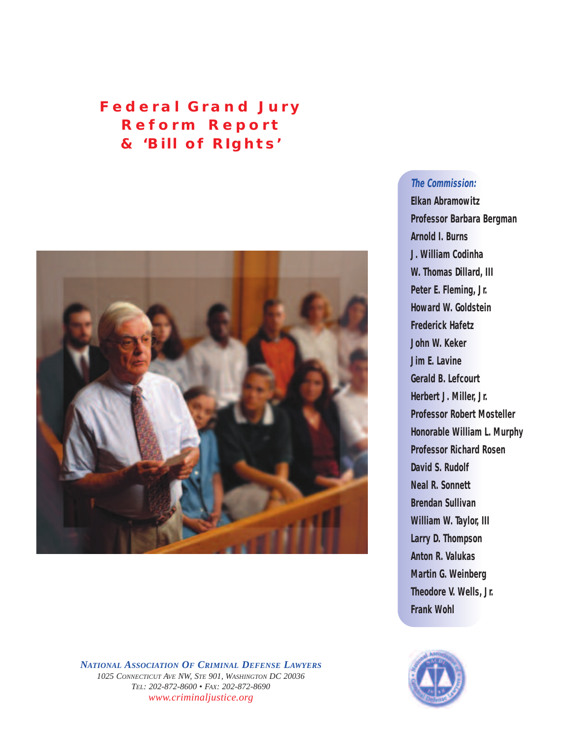# Federal Grand Jury Reform Report & 'Bill of RIghts'

*The Commission:*

**Elkan Abramowitz**
**Professor Barbara Bergman**
**Arnold I. Burns**
**J. William Codinha**
**W. Thomas Dillard, III**
**Peter E. Fleming, Jr.**
**Howard W. Goldstein**
**Frederick Hafetz**
**John W. Keker**
**Jim E. Lavine**
**Gerald B. Lefcourt**
**Herbert J. Miller, Jr.**
**Professor Robert Mosteller**
**Honorable William L. Murphy**
**Professor Richard Rosen**
**David S. Rudolf**
**Neal R. Sonnett**
**Brendan Sullivan**
**William W. Taylor, III**
**Larry D. Thompson**
**Anton R. Valukas**
**Martin G. Weinberg**
**Theodore V. Wells, Jr.**
**Frank Wohl**

***National Association Of Criminal Defense Lawyers***

*1025 Connecticut Ave NW, Ste 901, Washington DC 20036*

*Tel: 202-872-8600 • Fax: 202-872-8690*

*www.criminaljustice.org*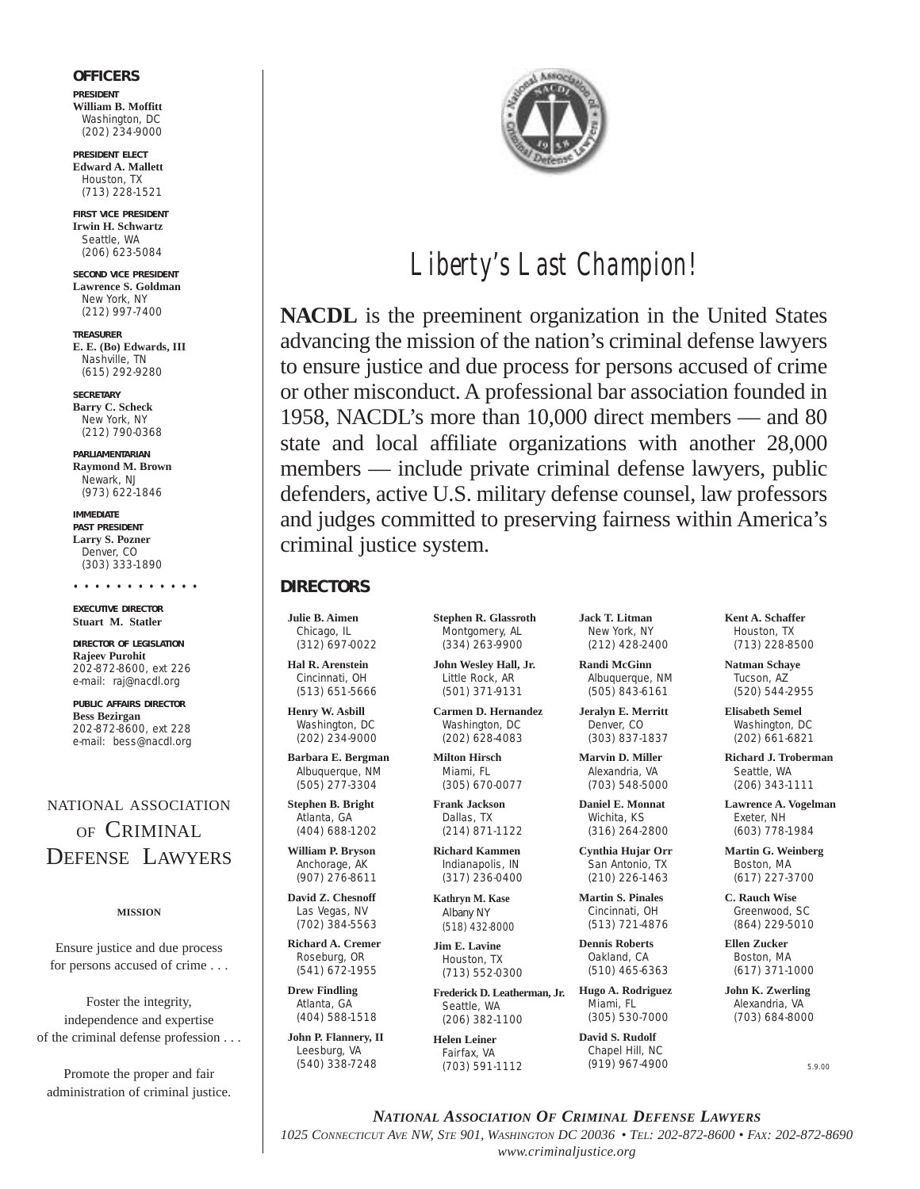## OFFICERS

**PRESIDENT**
**William B. Moffitt**
Washington, DC
(202) 234-9000

**PRESIDENT ELECT**
**Edward A. Mallett**
Houston, TX
(713) 228-1521

**FIRST VICE PRESIDENT**
**Irwin H. Schwartz**
Seattle, WA
(206) 623-5084

**SECOND VICE PRESIDENT**
**Lawrence S. Goldman**
New York, NY
(212) 997-7400

**TREASURER**
**E. E. (Bo) Edwards, III**
Nashville, TN
(615) 292-9280

**SECRETARY**
**Barry C. Scheck**
New York, NY
(212) 790-0368

**PARLIAMENTARIAN**
**Raymond M. Brown**
Newark, NJ
(973) 622-1846

**IMMEDIATE PAST PRESIDENT**
**Larry S. Pozner**
Denver, CO
(303) 333-1890

• • • • • • • • • • • •

**EXECUTIVE DIRECTOR**
**Stuart M. Statler**

**DIRECTOR OF LEGISLATION**
**Rajeev Purohit**
202-872-8600, ext 226
e-mail: raj@nacdl.org

**PUBLIC AFFAIRS DIRECTOR**
**Bess Bezirgan**
202-872-8600, ext 228
e-mail: bess@nacdl.org

NATIONAL ASSOCIATION OF CRIMINAL DEFENSE LAWYERS

**MISSION**

Ensure justice and due process for persons accused of crime . . .

Foster the integrity, independence and expertise of the criminal defense profession . . .

Promote the proper and fair administration of criminal justice.

# *Liberty's Last Champion!*

**NACDL** is the preeminent organization in the United States advancing the mission of the nation's criminal defense lawyers to ensure justice and due process for persons accused of crime or other misconduct. A professional bar association founded in 1958, NACDL's more than 10,000 direct members — and 80 state and local affiliate organizations with another 28,000 members — include private criminal defense lawyers, public defenders, active U.S. military defense counsel, law professors and judges committed to preserving fairness within America's criminal justice system.

## DIRECTORS

**Julie B. Aimen**
Chicago, IL
(312) 697-0022

**Hal R. Arenstein**
Cincinnati, OH
(513) 651-5666

**Henry W. Asbill**
Washington, DC
(202) 234-9000

**Barbara E. Bergman**
Albuquerque, NM
(505) 277-3304

**Stephen B. Bright**
Atlanta, GA
(404) 688-1202

**William P. Bryson**
Anchorage, AK
(907) 276-8611

**David Z. Chesnoff**
Las Vegas, NV
(702) 384-5563

**Richard A. Cremer**
Roseburg, OR
(541) 672-1955

**Drew Findling**
Atlanta, GA
(404) 588-1518

**John P. Flannery, II**
Leesburg, VA
(540) 338-7248

**Stephen R. Glassroth**
Montgomery, AL
(334) 263-9900

**John Wesley Hall, Jr.**
Little Rock, AR
(501) 371-9131

**Carmen D. Hernandez**
Washington, DC
(202) 628-4083

**Milton Hirsch**
Miami, FL
(305) 670-0077

**Frank Jackson**
Dallas, TX
(214) 871-1122

**Richard Kammen**
Indianapolis, IN
(317) 236-0400

**Kathryn M. Kase**
Albany NY
(518) 432-8000

**Jim E. Lavine**
Houston, TX
(713) 552-0300

**Frederick D. Leatherman, Jr.**
Seattle, WA
(206) 382-1100

**Helen Leiner**
Fairfax, VA
(703) 591-1112

**Jack T. Litman**
New York, NY
(212) 428-2400

**Randi McGinn**
Albuquerque, NM
(505) 843-6161

**Jeralyn E. Merritt**
Denver, CO
(303) 837-1837

**Marvin D. Miller**
Alexandria, VA
(703) 548-5000

**Daniel E. Monnat**
Wichita, KS
(316) 264-2800

**Cynthia Hujar Orr**
San Antonio, TX
(210) 226-1463

**Martin S. Pinales**
Cincinnati, OH
(513) 721-4876

**Dennis Roberts**
Oakland, CA
(510) 465-6363

**Hugo A. Rodriguez**
Miami, FL
(305) 530-7000

**David S. Rudolf**
Chapel Hill, NC
(919) 967-4900

**Kent A. Schaffer**
Houston, TX
(713) 228-8500

**Natman Schaye**
Tucson, AZ
(520) 544-2955

**Elisabeth Semel**
Washington, DC
(202) 661-6821

**Richard J. Troberman**
Seattle, WA
(206) 343-1111

**Lawrence A. Vogelman**
Exeter, NH
(603) 778-1984

**Martin G. Weinberg**
Boston, MA
(617) 227-3700

**C. Rauch Wise**
Greenwood, SC
(864) 229-5010

**Ellen Zucker**
Boston, MA
(617) 371-1000

**John K. Zwerling**
Alexandria, VA
(703) 684-8000

5.9.00

*NATIONAL ASSOCIATION OF CRIMINAL DEFENSE LAWYERS*
*1025 CONNECTICUT AVE NW, STE 901, WASHINGTON DC 20036 • TEL: 202-872-8600 • FAX: 202-872-8690*
*www.criminaljustice.org*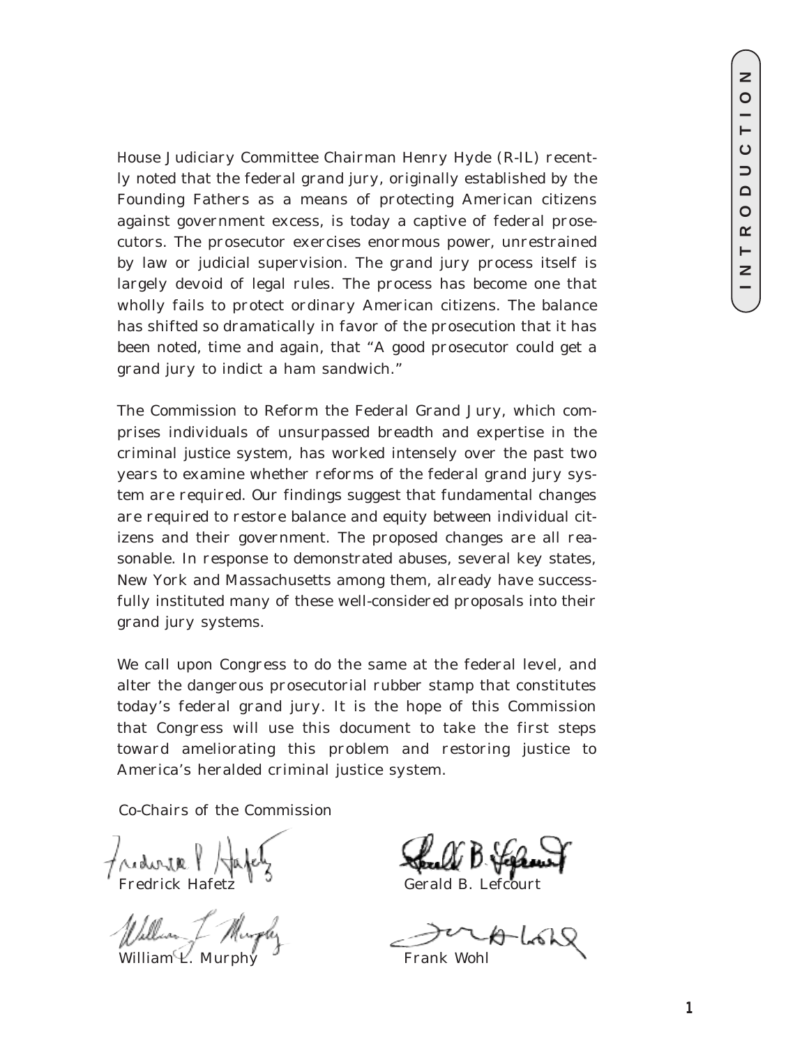# INTRODUCTION

House Judiciary Committee Chairman Henry Hyde (R-IL) recently noted that the federal grand jury, originally established by the Founding Fathers as a means of protecting American citizens against government excess, is today a captive of federal prosecutors. The prosecutor exercises enormous power, unrestrained by law or judicial supervision. The grand jury process itself is largely devoid of legal rules. The process has become one that wholly fails to protect ordinary American citizens. The balance has shifted so dramatically in favor of the prosecution that it has been noted, time and again, that "A good prosecutor could get a grand jury to indict a ham sandwich."

The Commission to Reform the Federal Grand Jury, which comprises individuals of unsurpassed breadth and expertise in the criminal justice system, has worked intensely over the past two years to examine whether reforms of the federal grand jury system are required. Our findings suggest that fundamental changes are required to restore balance and equity between individual citizens and their government. The proposed changes are all reasonable. In response to demonstrated abuses, several key states, New York and Massachusetts among them, already have successfully instituted many of these well-considered proposals into their grand jury systems.

We call upon Congress to do the same at the federal level, and alter the dangerous prosecutorial rubber stamp that constitutes today's federal grand jury. It is the hope of this Commission that Congress will use this document to take the first steps toward ameliorating this problem and restoring justice to America's heralded criminal justice system.

Co-Chairs of the Commission

Fredrick Hafetz

Gerald B. Lefcourt

William L. Murphy

Frank Wohl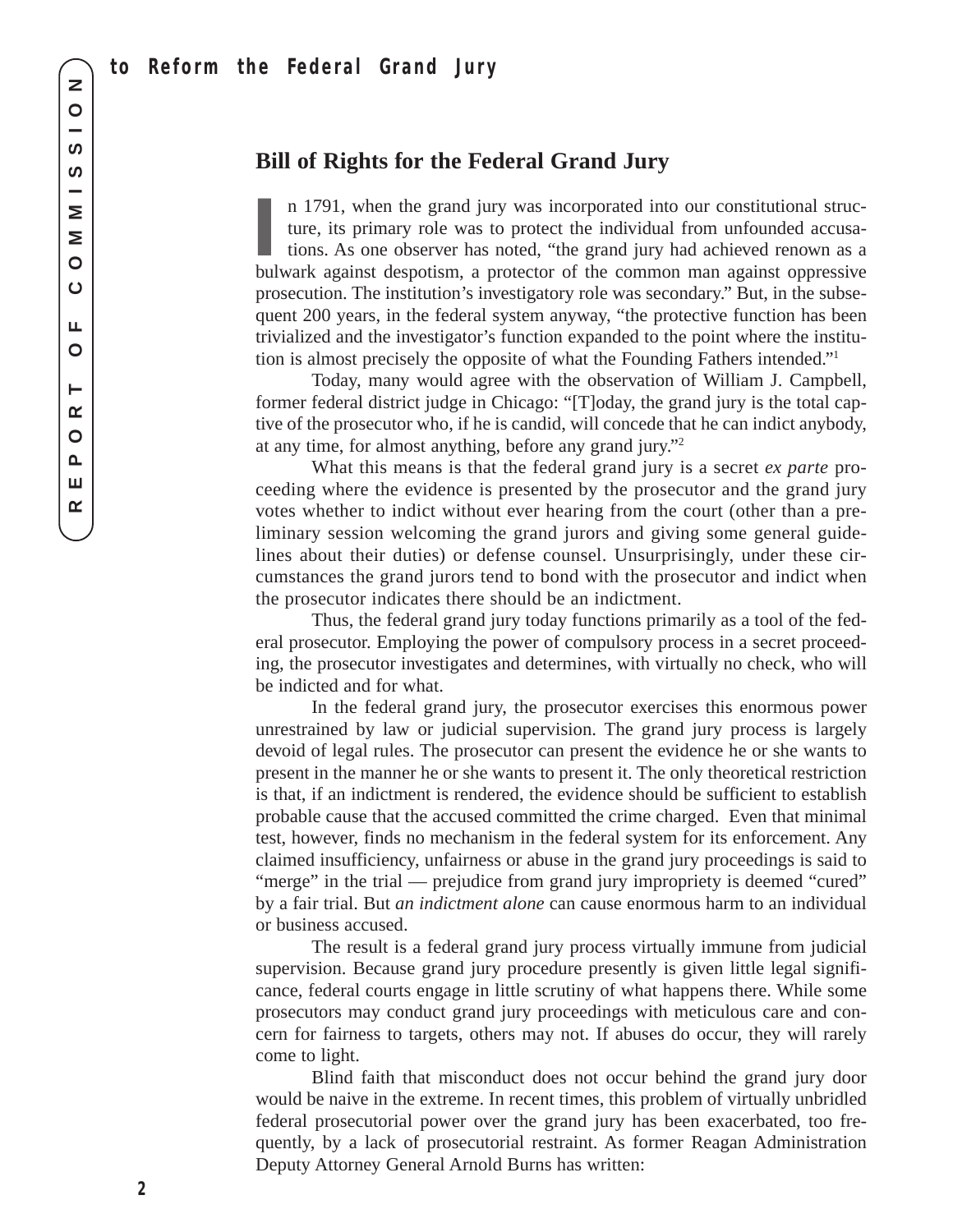## Bill of Rights for the Federal Grand Jury

In 1791, when the grand jury was incorporated into our constitutional structure, its primary role was to protect the individual from unfounded accusations. As one observer has noted, "the grand jury had achieved renown as a bulwark against despotism, a protector of the common man against oppressive prosecution. The institution's investigatory role was secondary." But, in the subsequent 200 years, in the federal system anyway, "the protective function has been trivialized and the investigator's function expanded to the point where the institution is almost precisely the opposite of what the Founding Fathers intended."[1]

Today, many would agree with the observation of William J. Campbell, former federal district judge in Chicago: "[T]oday, the grand jury is the total captive of the prosecutor who, if he is candid, will concede that he can indict anybody, at any time, for almost anything, before any grand jury."[2]

What this means is that the federal grand jury is a secret *ex parte* proceeding where the evidence is presented by the prosecutor and the grand jury votes whether to indict without ever hearing from the court (other than a preliminary session welcoming the grand jurors and giving some general guidelines about their duties) or defense counsel. Unsurprisingly, under these circumstances the grand jurors tend to bond with the prosecutor and indict when the prosecutor indicates there should be an indictment.

Thus, the federal grand jury today functions primarily as a tool of the federal prosecutor. Employing the power of compulsory process in a secret proceeding, the prosecutor investigates and determines, with virtually no check, who will be indicted and for what.

In the federal grand jury, the prosecutor exercises this enormous power unrestrained by law or judicial supervision. The grand jury process is largely devoid of legal rules. The prosecutor can present the evidence he or she wants to present in the manner he or she wants to present it. The only theoretical restriction is that, if an indictment is rendered, the evidence should be sufficient to establish probable cause that the accused committed the crime charged. Even that minimal test, however, finds no mechanism in the federal system for its enforcement. Any claimed insufficiency, unfairness or abuse in the grand jury proceedings is said to "merge" in the trial — prejudice from grand jury impropriety is deemed "cured" by a fair trial. But *an indictment alone* can cause enormous harm to an individual or business accused.

The result is a federal grand jury process virtually immune from judicial supervision. Because grand jury procedure presently is given little legal significance, federal courts engage in little scrutiny of what happens there. While some prosecutors may conduct grand jury proceedings with meticulous care and concern for fairness to targets, others may not. If abuses do occur, they will rarely come to light.

Blind faith that misconduct does not occur behind the grand jury door would be naive in the extreme. In recent times, this problem of virtually unbridled federal prosecutorial power over the grand jury has been exacerbated, too frequently, by a lack of prosecutorial restraint. As former Reagan Administration Deputy Attorney General Arnold Burns has written: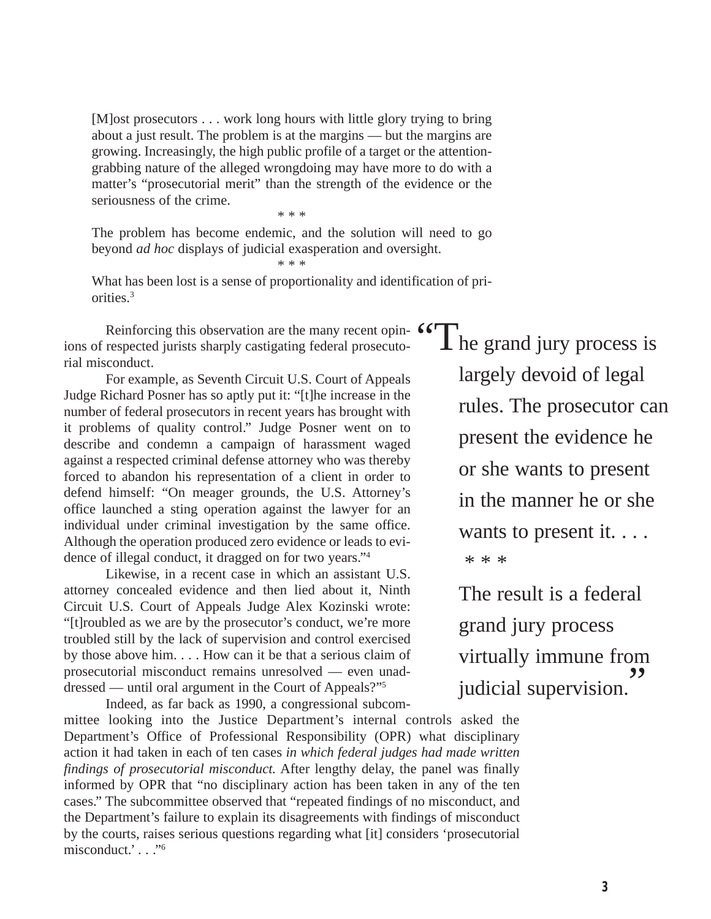> [M]ost prosecutors . . . work long hours with little glory trying to bring about a just result. The problem is at the margins — but the margins are growing. Increasingly, the high public profile of a target or the attention-grabbing nature of the alleged wrongdoing may have more to do with a matter's "prosecutorial merit" than the strength of the evidence or the seriousness of the crime.
>
> \* \* \*
>
> The problem has become endemic, and the solution will need to go beyond *ad hoc* displays of judicial exasperation and oversight.
>
> \* \* \*
>
> What has been lost is a sense of proportionality and identification of priorities.[3]

Reinforcing this observation are the many recent opinions of respected jurists sharply castigating federal prosecutorial misconduct.

For example, as Seventh Circuit U.S. Court of Appeals Judge Richard Posner has so aptly put it: "[t]he increase in the number of federal prosecutors in recent years has brought with it problems of quality control." Judge Posner went on to describe and condemn a campaign of harassment waged against a respected criminal defense attorney who was thereby forced to abandon his representation of a client in order to defend himself: "On meager grounds, the U.S. Attorney's office launched a sting operation against the lawyer for an individual under criminal investigation by the same office. Although the operation produced zero evidence or leads to evidence of illegal conduct, it dragged on for two years."[4]

Likewise, in a recent case in which an assistant U.S. attorney concealed evidence and then lied about it, Ninth Circuit U.S. Court of Appeals Judge Alex Kozinski wrote: "[t]roubled as we are by the prosecutor's conduct, we're more troubled still by the lack of supervision and control exercised by those above him. . . . How can it be that a serious claim of prosecutorial misconduct remains unresolved — even unaddressed — until oral argument in the Court of Appeals?"[5]

Indeed, as far back as 1990, a congressional subcommittee looking into the Justice Department's internal controls asked the Department's Office of Professional Responsibility (OPR) what disciplinary action it had taken in each of ten cases *in which federal judges had made written findings of prosecutorial misconduct.* After lengthy delay, the panel was finally informed by OPR that "no disciplinary action has been taken in any of the ten cases." The subcommittee observed that "repeated findings of no misconduct, and the Department's failure to explain its disagreements with findings of misconduct by the courts, raises serious questions regarding what [it] considers 'prosecutorial misconduct.' . . ."[6]

> "The grand jury process is largely devoid of legal rules. The prosecutor can present the evidence he or she wants to present in the manner he or she wants to present it. . . .
>
> \* \* \*
>
> The result is a federal grand jury process virtually immune from judicial supervision."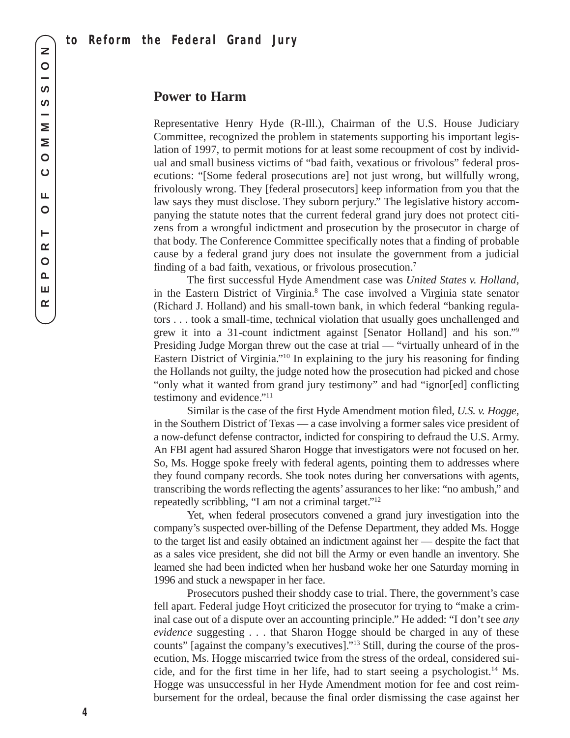## Power to Harm

Representative Henry Hyde (R-Ill.), Chairman of the U.S. House Judiciary Committee, recognized the problem in statements supporting his important legislation of 1997, to permit motions for at least some recoupment of cost by individual and small business victims of "bad faith, vexatious or frivolous" federal prosecutions: "[Some federal prosecutions are] not just wrong, but willfully wrong, frivolously wrong. They [federal prosecutors] keep information from you that the law says they must disclose. They suborn perjury." The legislative history accompanying the statute notes that the current federal grand jury does not protect citizens from a wrongful indictment and prosecution by the prosecutor in charge of that body. The Conference Committee specifically notes that a finding of probable cause by a federal grand jury does not insulate the government from a judicial finding of a bad faith, vexatious, or frivolous prosecution.[7]

The first successful Hyde Amendment case was *United States v. Holland*, in the Eastern District of Virginia.[8] The case involved a Virginia state senator (Richard J. Holland) and his small-town bank, in which federal "banking regulators . . . took a small-time, technical violation that usually goes unchallenged and grew it into a 31-count indictment against [Senator Holland] and his son."[9] Presiding Judge Morgan threw out the case at trial — "virtually unheard of in the Eastern District of Virginia."[10] In explaining to the jury his reasoning for finding the Hollands not guilty, the judge noted how the prosecution had picked and chose "only what it wanted from grand jury testimony" and had "ignor[ed] conflicting testimony and evidence."[11]

Similar is the case of the first Hyde Amendment motion filed, *U.S. v. Hogge*, in the Southern District of Texas — a case involving a former sales vice president of a now-defunct defense contractor, indicted for conspiring to defraud the U.S. Army. An FBI agent had assured Sharon Hogge that investigators were not focused on her. So, Ms. Hogge spoke freely with federal agents, pointing them to addresses where they found company records. She took notes during her conversations with agents, transcribing the words reflecting the agents' assurances to her like: "no ambush," and repeatedly scribbling, "I am not a criminal target."[12]

Yet, when federal prosecutors convened a grand jury investigation into the company's suspected over-billing of the Defense Department, they added Ms. Hogge to the target list and easily obtained an indictment against her — despite the fact that as a sales vice president, she did not bill the Army or even handle an inventory. She learned she had been indicted when her husband woke her one Saturday morning in 1996 and stuck a newspaper in her face.

Prosecutors pushed their shoddy case to trial. There, the government's case fell apart. Federal judge Hoyt criticized the prosecutor for trying to "make a criminal case out of a dispute over an accounting principle." He added: "I don't see *any evidence* suggesting . . . that Sharon Hogge should be charged in any of these counts" [against the company's executives]."[13] Still, during the course of the prosecution, Ms. Hogge miscarried twice from the stress of the ordeal, considered suicide, and for the first time in her life, had to start seeing a psychologist.[14] Ms. Hogge was unsuccessful in her Hyde Amendment motion for fee and cost reimbursement for the ordeal, because the final order dismissing the case against her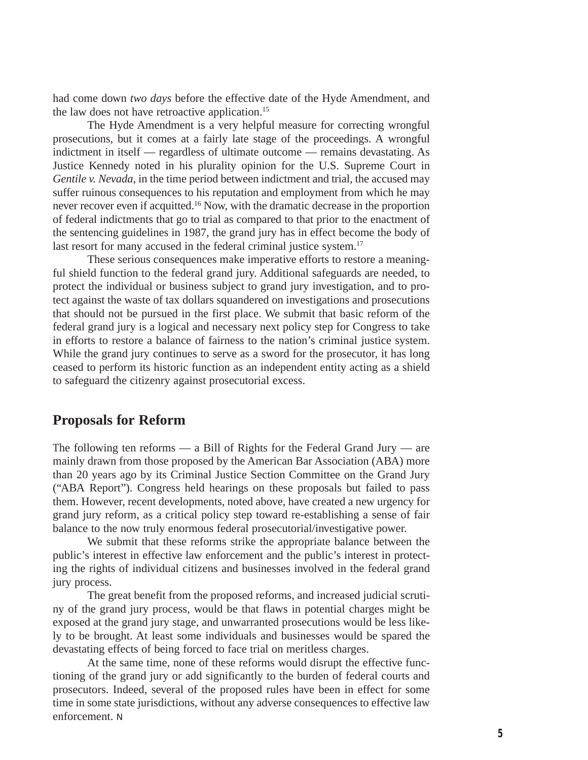had come down *two days* before the effective date of the Hyde Amendment, and the law does not have retroactive application.[15]

The Hyde Amendment is a very helpful measure for correcting wrongful prosecutions, but it comes at a fairly late stage of the proceedings. A wrongful indictment in itself — regardless of ultimate outcome — remains devastating. As Justice Kennedy noted in his plurality opinion for the U.S. Supreme Court in *Gentile v. Nevada*, in the time period between indictment and trial, the accused may suffer ruinous consequences to his reputation and employment from which he may never recover even if acquitted.[16] Now, with the dramatic decrease in the proportion of federal indictments that go to trial as compared to that prior to the enactment of the sentencing guidelines in 1987, the grand jury has in effect become the body of last resort for many accused in the federal criminal justice system.[17]

These serious consequences make imperative efforts to restore a meaningful shield function to the federal grand jury. Additional safeguards are needed, to protect the individual or business subject to grand jury investigation, and to protect against the waste of tax dollars squandered on investigations and prosecutions that should not be pursued in the first place. We submit that basic reform of the federal grand jury is a logical and necessary next policy step for Congress to take in efforts to restore a balance of fairness to the nation's criminal justice system. While the grand jury continues to serve as a sword for the prosecutor, it has long ceased to perform its historic function as an independent entity acting as a shield to safeguard the citizenry against prosecutorial excess.

## Proposals for Reform

The following ten reforms — a Bill of Rights for the Federal Grand Jury — are mainly drawn from those proposed by the American Bar Association (ABA) more than 20 years ago by its Criminal Justice Section Committee on the Grand Jury ("ABA Report"). Congress held hearings on these proposals but failed to pass them. However, recent developments, noted above, have created a new urgency for grand jury reform, as a critical policy step toward re-establishing a sense of fair balance to the now truly enormous federal prosecutorial/investigative power.

We submit that these reforms strike the appropriate balance between the public's interest in effective law enforcement and the public's interest in protecting the rights of individual citizens and businesses involved in the federal grand jury process.

The great benefit from the proposed reforms, and increased judicial scrutiny of the grand jury process, would be that flaws in potential charges might be exposed at the grand jury stage, and unwarranted prosecutions would be less likely to be brought. At least some individuals and businesses would be spared the devastating effects of being forced to face trial on meritless charges.

At the same time, none of these reforms would disrupt the effective functioning of the grand jury or add significantly to the burden of federal courts and prosecutors. Indeed, several of the proposed rules have been in effect for some time in some state jurisdictions, without any adverse consequences to effective law enforcement.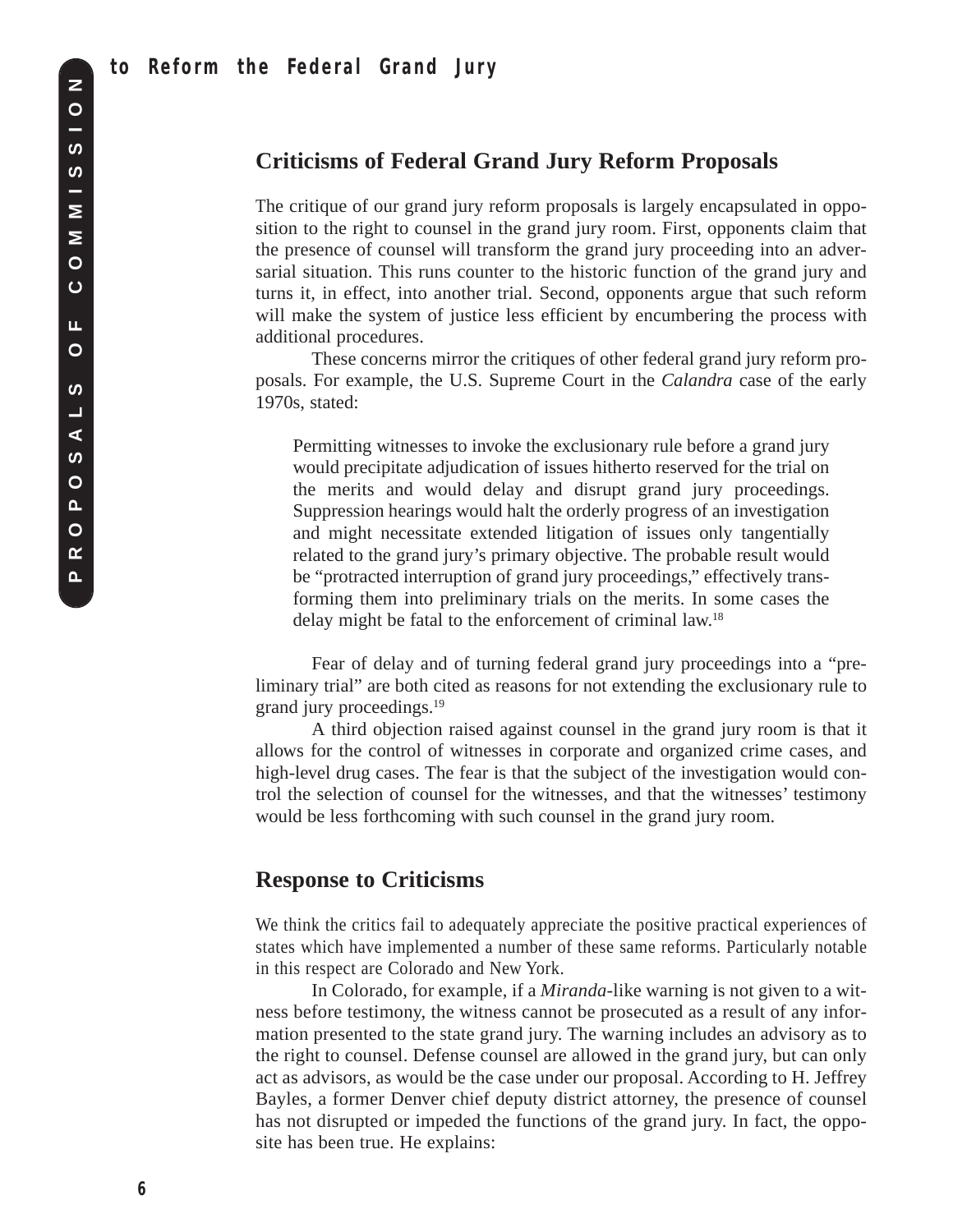## Criticisms of Federal Grand Jury Reform Proposals

The critique of our grand jury reform proposals is largely encapsulated in opposition to the right to counsel in the grand jury room. First, opponents claim that the presence of counsel will transform the grand jury proceeding into an adversarial situation. This runs counter to the historic function of the grand jury and turns it, in effect, into another trial. Second, opponents argue that such reform will make the system of justice less efficient by encumbering the process with additional procedures.

These concerns mirror the critiques of other federal grand jury reform proposals. For example, the U.S. Supreme Court in the *Calandra* case of the early 1970s, stated:

> Permitting witnesses to invoke the exclusionary rule before a grand jury would precipitate adjudication of issues hitherto reserved for the trial on the merits and would delay and disrupt grand jury proceedings. Suppression hearings would halt the orderly progress of an investigation and might necessitate extended litigation of issues only tangentially related to the grand jury's primary objective. The probable result would be "protracted interruption of grand jury proceedings," effectively transforming them into preliminary trials on the merits. In some cases the delay might be fatal to the enforcement of criminal law.[18]

Fear of delay and of turning federal grand jury proceedings into a "preliminary trial" are both cited as reasons for not extending the exclusionary rule to grand jury proceedings.[19]

A third objection raised against counsel in the grand jury room is that it allows for the control of witnesses in corporate and organized crime cases, and high-level drug cases. The fear is that the subject of the investigation would control the selection of counsel for the witnesses, and that the witnesses' testimony would be less forthcoming with such counsel in the grand jury room.

## Response to Criticisms

We think the critics fail to adequately appreciate the positive practical experiences of states which have implemented a number of these same reforms. Particularly notable in this respect are Colorado and New York.

In Colorado, for example, if a *Miranda*-like warning is not given to a witness before testimony, the witness cannot be prosecuted as a result of any information presented to the state grand jury. The warning includes an advisory as to the right to counsel. Defense counsel are allowed in the grand jury, but can only act as advisors, as would be the case under our proposal. According to H. Jeffrey Bayles, a former Denver chief deputy district attorney, the presence of counsel has not disrupted or impeded the functions of the grand jury. In fact, the opposite has been true. He explains: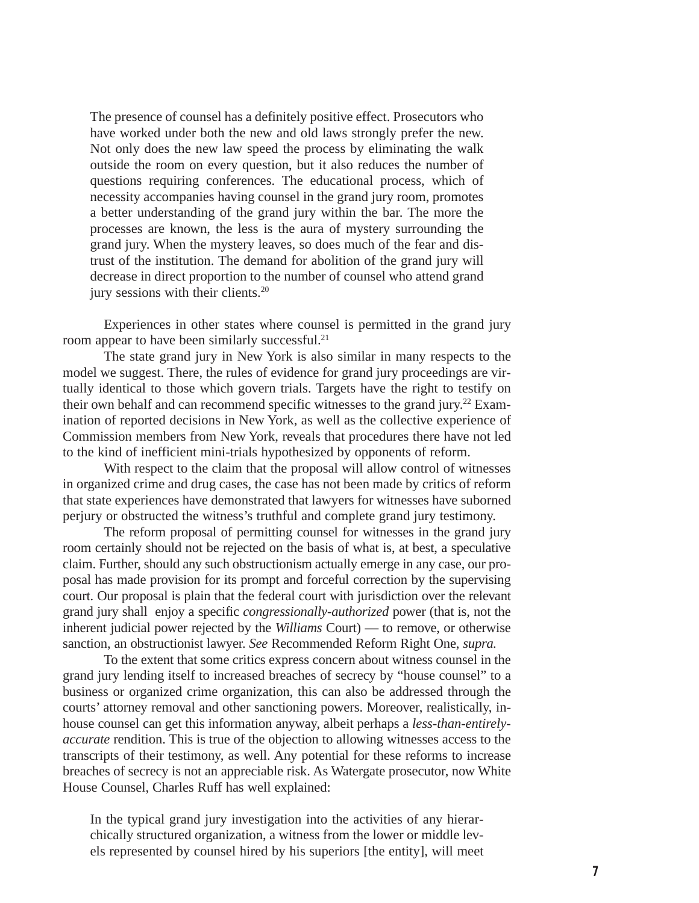> The presence of counsel has a definitely positive effect. Prosecutors who have worked under both the new and old laws strongly prefer the new. Not only does the new law speed the process by eliminating the walk outside the room on every question, but it also reduces the number of questions requiring conferences. The educational process, which of necessity accompanies having counsel in the grand jury room, promotes a better understanding of the grand jury within the bar. The more the processes are known, the less is the aura of mystery surrounding the grand jury. When the mystery leaves, so does much of the fear and distrust of the institution. The demand for abolition of the grand jury will decrease in direct proportion to the number of counsel who attend grand jury sessions with their clients.[20]

Experiences in other states where counsel is permitted in the grand jury room appear to have been similarly successful.[21]

The state grand jury in New York is also similar in many respects to the model we suggest. There, the rules of evidence for grand jury proceedings are virtually identical to those which govern trials. Targets have the right to testify on their own behalf and can recommend specific witnesses to the grand jury.[22] Examination of reported decisions in New York, as well as the collective experience of Commission members from New York, reveals that procedures there have not led to the kind of inefficient mini-trials hypothesized by opponents of reform.

With respect to the claim that the proposal will allow control of witnesses in organized crime and drug cases, the case has not been made by critics of reform that state experiences have demonstrated that lawyers for witnesses have suborned perjury or obstructed the witness's truthful and complete grand jury testimony.

The reform proposal of permitting counsel for witnesses in the grand jury room certainly should not be rejected on the basis of what is, at best, a speculative claim. Further, should any such obstructionism actually emerge in any case, our proposal has made provision for its prompt and forceful correction by the supervising court. Our proposal is plain that the federal court with jurisdiction over the relevant grand jury shall enjoy a specific *congressionally-authorized* power (that is, not the inherent judicial power rejected by the *Williams* Court) — to remove, or otherwise sanction, an obstructionist lawyer. *See* Recommended Reform Right One, *supra.*

To the extent that some critics express concern about witness counsel in the grand jury lending itself to increased breaches of secrecy by "house counsel" to a business or organized crime organization, this can also be addressed through the courts' attorney removal and other sanctioning powers. Moreover, realistically, in-house counsel can get this information anyway, albeit perhaps a *less-than-entirely-accurate* rendition. This is true of the objection to allowing witnesses access to the transcripts of their testimony, as well. Any potential for these reforms to increase breaches of secrecy is not an appreciable risk. As Watergate prosecutor, now White House Counsel, Charles Ruff has well explained:

> In the typical grand jury investigation into the activities of any hierarchically structured organization, a witness from the lower or middle levels represented by counsel hired by his superiors [the entity], will meet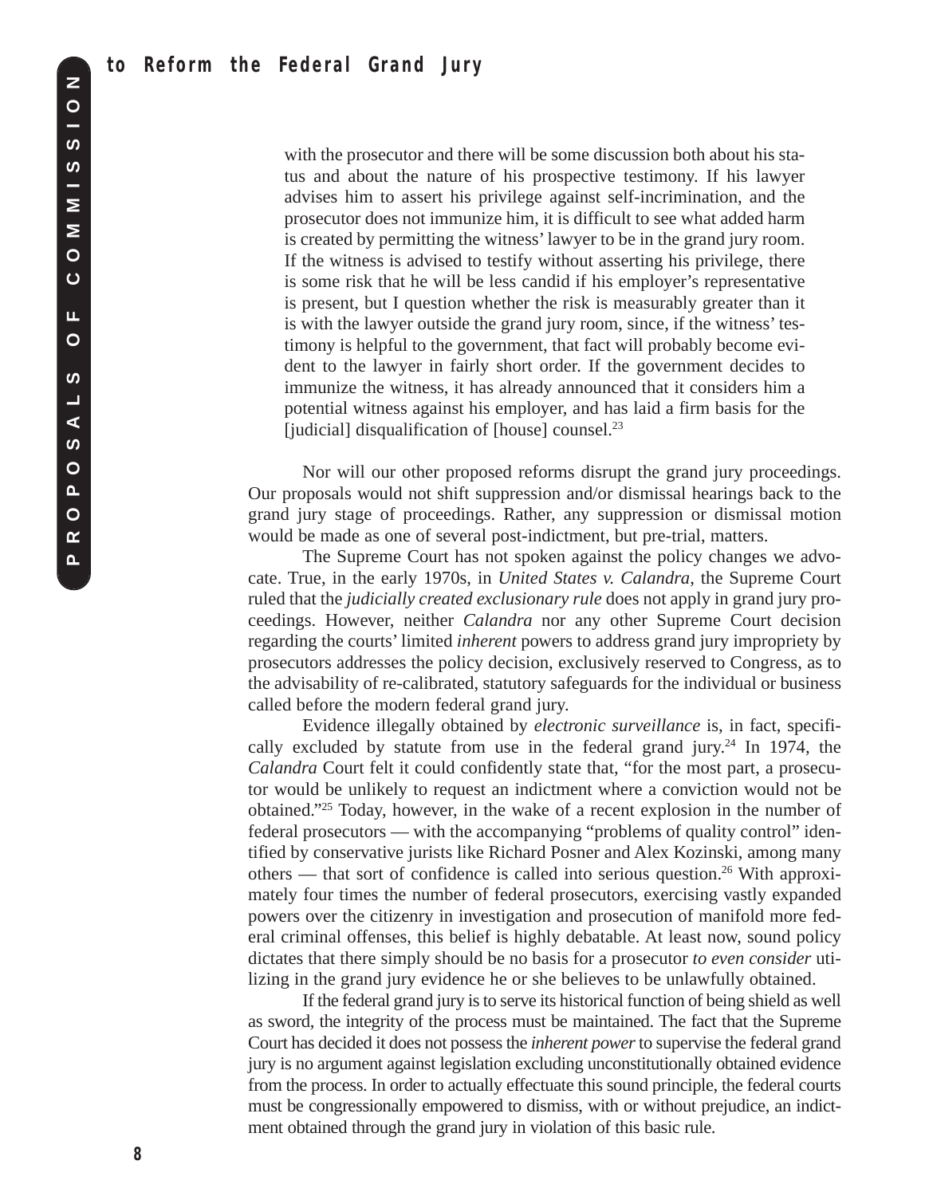> with the prosecutor and there will be some discussion both about his status and about the nature of his prospective testimony. If his lawyer advises him to assert his privilege against self-incrimination, and the prosecutor does not immunize him, it is difficult to see what added harm is created by permitting the witness' lawyer to be in the grand jury room. If the witness is advised to testify without asserting his privilege, there is some risk that he will be less candid if his employer's representative is present, but I question whether the risk is measurably greater than it is with the lawyer outside the grand jury room, since, if the witness' testimony is helpful to the government, that fact will probably become evident to the lawyer in fairly short order. If the government decides to immunize the witness, it has already announced that it considers him a potential witness against his employer, and has laid a firm basis for the [judicial] disqualification of [house] counsel.[23]

Nor will our other proposed reforms disrupt the grand jury proceedings. Our proposals would not shift suppression and/or dismissal hearings back to the grand jury stage of proceedings. Rather, any suppression or dismissal motion would be made as one of several post-indictment, but pre-trial, matters.

The Supreme Court has not spoken against the policy changes we advocate. True, in the early 1970s, in *United States v. Calandra*, the Supreme Court ruled that the *judicially created exclusionary rule* does not apply in grand jury proceedings. However, neither *Calandra* nor any other Supreme Court decision regarding the courts' limited *inherent* powers to address grand jury impropriety by prosecutors addresses the policy decision, exclusively reserved to Congress, as to the advisability of re-calibrated, statutory safeguards for the individual or business called before the modern federal grand jury.

Evidence illegally obtained by *electronic surveillance* is, in fact, specifically excluded by statute from use in the federal grand jury.[24] In 1974, the *Calandra* Court felt it could confidently state that, "for the most part, a prosecutor would be unlikely to request an indictment where a conviction would not be obtained."[25] Today, however, in the wake of a recent explosion in the number of federal prosecutors — with the accompanying "problems of quality control" identified by conservative jurists like Richard Posner and Alex Kozinski, among many others — that sort of confidence is called into serious question.[26] With approximately four times the number of federal prosecutors, exercising vastly expanded powers over the citizenry in investigation and prosecution of manifold more federal criminal offenses, this belief is highly debatable. At least now, sound policy dictates that there simply should be no basis for a prosecutor *to even consider* utilizing in the grand jury evidence he or she believes to be unlawfully obtained.

If the federal grand jury is to serve its historical function of being shield as well as sword, the integrity of the process must be maintained. The fact that the Supreme Court has decided it does not possess the *inherent power* to supervise the federal grand jury is no argument against legislation excluding unconstitutionally obtained evidence from the process. In order to actually effectuate this sound principle, the federal courts must be congressionally empowered to dismiss, with or without prejudice, an indictment obtained through the grand jury in violation of this basic rule.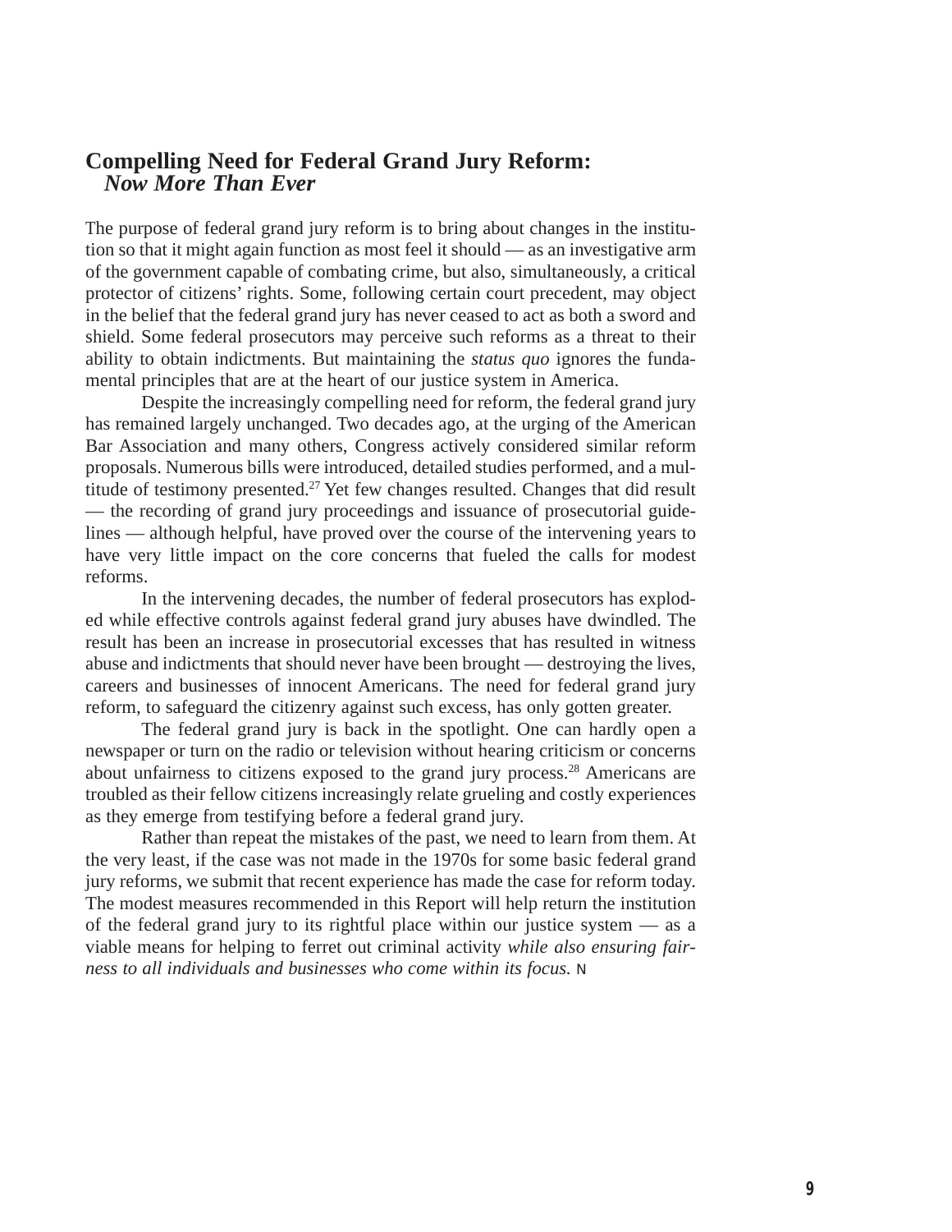## Compelling Need for Federal Grand Jury Reform: *Now More Than Ever*

The purpose of federal grand jury reform is to bring about changes in the institution so that it might again function as most feel it should — as an investigative arm of the government capable of combating crime, but also, simultaneously, a critical protector of citizens' rights. Some, following certain court precedent, may object in the belief that the federal grand jury has never ceased to act as both a sword and shield. Some federal prosecutors may perceive such reforms as a threat to their ability to obtain indictments. But maintaining the *status quo* ignores the fundamental principles that are at the heart of our justice system in America.

Despite the increasingly compelling need for reform, the federal grand jury has remained largely unchanged. Two decades ago, at the urging of the American Bar Association and many others, Congress actively considered similar reform proposals. Numerous bills were introduced, detailed studies performed, and a multitude of testimony presented.[27] Yet few changes resulted. Changes that did result — the recording of grand jury proceedings and issuance of prosecutorial guidelines — although helpful, have proved over the course of the intervening years to have very little impact on the core concerns that fueled the calls for modest reforms.

In the intervening decades, the number of federal prosecutors has exploded while effective controls against federal grand jury abuses have dwindled. The result has been an increase in prosecutorial excesses that has resulted in witness abuse and indictments that should never have been brought — destroying the lives, careers and businesses of innocent Americans. The need for federal grand jury reform, to safeguard the citizenry against such excess, has only gotten greater.

The federal grand jury is back in the spotlight. One can hardly open a newspaper or turn on the radio or television without hearing criticism or concerns about unfairness to citizens exposed to the grand jury process.[28] Americans are troubled as their fellow citizens increasingly relate grueling and costly experiences as they emerge from testifying before a federal grand jury.

Rather than repeat the mistakes of the past, we need to learn from them. At the very least, if the case was not made in the 1970s for some basic federal grand jury reforms, we submit that recent experience has made the case for reform today. The modest measures recommended in this Report will help return the institution of the federal grand jury to its rightful place within our justice system — as a viable means for helping to ferret out criminal activity *while also ensuring fairness to all individuals and businesses who come within its focus.*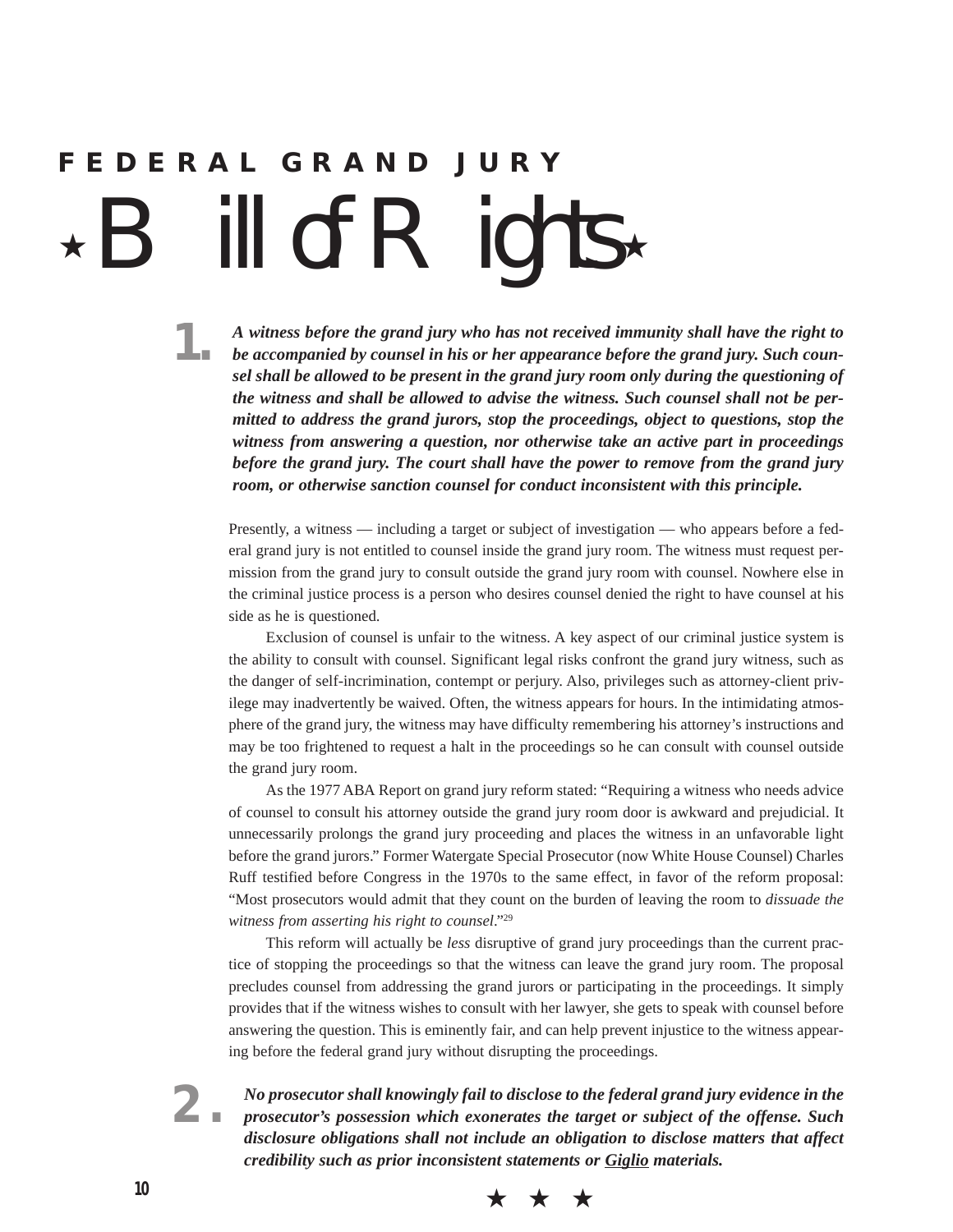# FEDERAL GRAND JURY

# ★ Bill of Rights ★

**1.** ***A witness before the grand jury who has not received immunity shall have the right to be accompanied by counsel in his or her appearance before the grand jury. Such counsel shall be allowed to be present in the grand jury room only during the questioning of the witness and shall be allowed to advise the witness. Such counsel shall not be permitted to address the grand jurors, stop the proceedings, object to questions, stop the witness from answering a question, nor otherwise take an active part in proceedings before the grand jury. The court shall have the power to remove from the grand jury room, or otherwise sanction counsel for conduct inconsistent with this principle.***

Presently, a witness — including a target or subject of investigation — who appears before a federal grand jury is not entitled to counsel inside the grand jury room. The witness must request permission from the grand jury to consult outside the grand jury room with counsel. Nowhere else in the criminal justice process is a person who desires counsel denied the right to have counsel at his side as he is questioned.

Exclusion of counsel is unfair to the witness. A key aspect of our criminal justice system is the ability to consult with counsel. Significant legal risks confront the grand jury witness, such as the danger of self-incrimination, contempt or perjury. Also, privileges such as attorney-client privilege may inadvertently be waived. Often, the witness appears for hours. In the intimidating atmosphere of the grand jury, the witness may have difficulty remembering his attorney's instructions and may be too frightened to request a halt in the proceedings so he can consult with counsel outside the grand jury room.

As the 1977 ABA Report on grand jury reform stated: "Requiring a witness who needs advice of counsel to consult his attorney outside the grand jury room door is awkward and prejudicial. It unnecessarily prolongs the grand jury proceeding and places the witness in an unfavorable light before the grand jurors." Former Watergate Special Prosecutor (now White House Counsel) Charles Ruff testified before Congress in the 1970s to the same effect, in favor of the reform proposal: "Most prosecutors would admit that they count on the burden of leaving the room to *dissuade the witness from asserting his right to counsel*."[29]

This reform will actually be *less* disruptive of grand jury proceedings than the current practice of stopping the proceedings so that the witness can leave the grand jury room. The proposal precludes counsel from addressing the grand jurors or participating in the proceedings. It simply provides that if the witness wishes to consult with her lawyer, she gets to speak with counsel before answering the question. This is eminently fair, and can help prevent injustice to the witness appearing before the federal grand jury without disrupting the proceedings.

**2.** ***No prosecutor shall knowingly fail to disclose to the federal grand jury evidence in the prosecutor's possession which exonerates the target or subject of the offense. Such disclosure obligations shall not include an obligation to disclose matters that affect credibility such as prior inconsistent statements or <u>Giglio</u> materials.***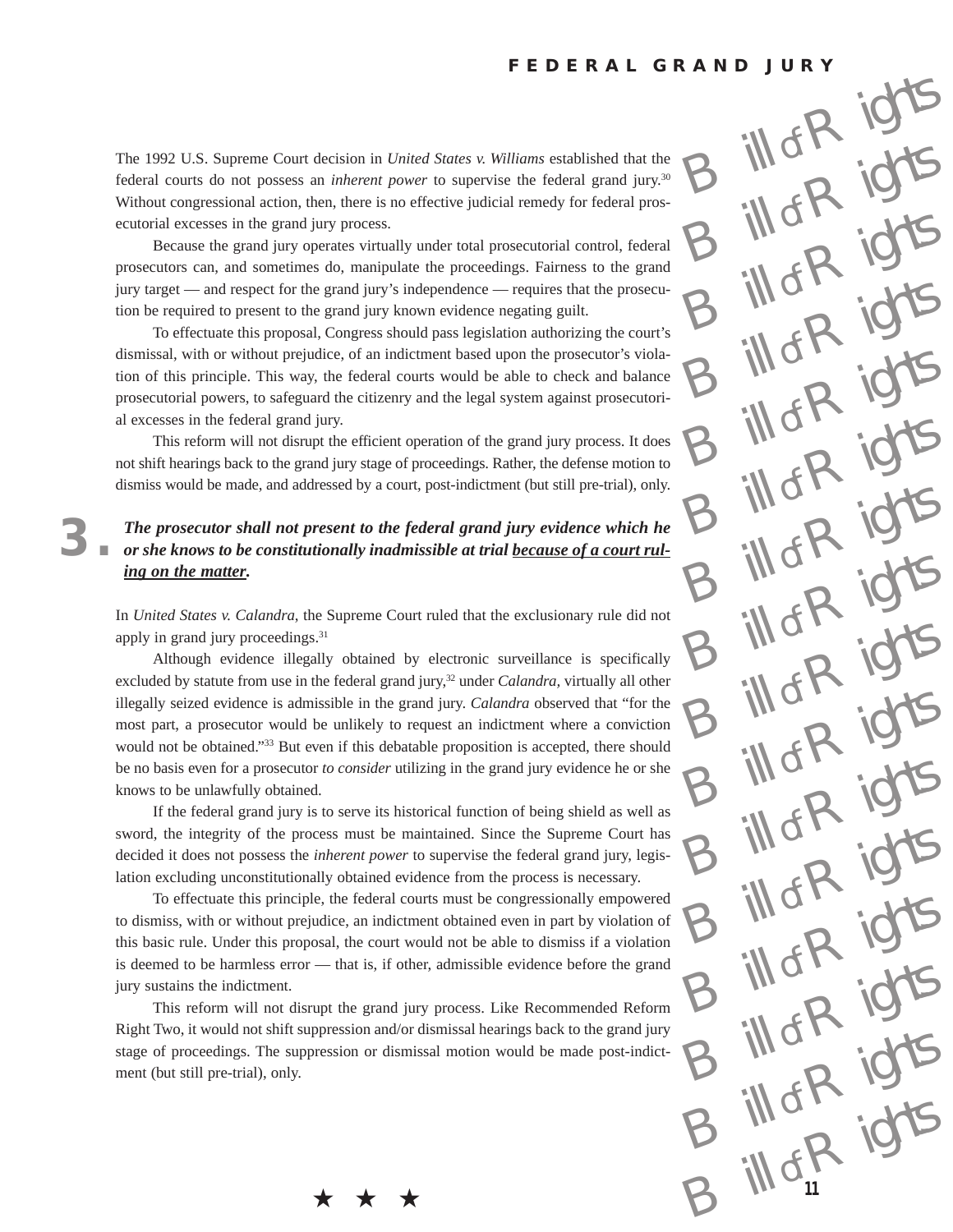The 1992 U.S. Supreme Court decision in *United States v. Williams* established that the federal courts do not possess an *inherent power* to supervise the federal grand jury.[30] Without congressional action, then, there is no effective judicial remedy for federal prosecutorial excesses in the grand jury process.

Because the grand jury operates virtually under total prosecutorial control, federal prosecutors can, and sometimes do, manipulate the proceedings. Fairness to the grand jury target — and respect for the grand jury's independence — requires that the prosecution be required to present to the grand jury known evidence negating guilt.

To effectuate this proposal, Congress should pass legislation authorizing the court's dismissal, with or without prejudice, of an indictment based upon the prosecutor's violation of this principle. This way, the federal courts would be able to check and balance prosecutorial powers, to safeguard the citizenry and the legal system against prosecutorial excesses in the federal grand jury.

This reform will not disrupt the efficient operation of the grand jury process. It does not shift hearings back to the grand jury stage of proceedings. Rather, the defense motion to dismiss would be made, and addressed by a court, post-indictment (but still pre-trial), only.

## 3. *The prosecutor shall not present to the federal grand jury evidence which he or she knows to be constitutionally inadmissible at trial <u>because of a court ruling on the matter</u>.*

In *United States v. Calandra*, the Supreme Court ruled that the exclusionary rule did not apply in grand jury proceedings.[31]

Although evidence illegally obtained by electronic surveillance is specifically excluded by statute from use in the federal grand jury,[32] under *Calandra*, virtually all other illegally seized evidence is admissible in the grand jury. *Calandra* observed that "for the most part, a prosecutor would be unlikely to request an indictment where a conviction would not be obtained."[33] But even if this debatable proposition is accepted, there should be no basis even for a prosecutor *to consider* utilizing in the grand jury evidence he or she knows to be unlawfully obtained.

If the federal grand jury is to serve its historical function of being shield as well as sword, the integrity of the process must be maintained. Since the Supreme Court has decided it does not possess the *inherent power* to supervise the federal grand jury, legislation excluding unconstitutionally obtained evidence from the process is necessary.

To effectuate this principle, the federal courts must be congressionally empowered to dismiss, with or without prejudice, an indictment obtained even in part by violation of this basic rule. Under this proposal, the court would not be able to dismiss if a violation is deemed to be harmless error — that is, if other, admissible evidence before the grand jury sustains the indictment.

This reform will not disrupt the grand jury process. Like Recommended Reform Right Two, it would not shift suppression and/or dismissal hearings back to the grand jury stage of proceedings. The suppression or dismissal motion would be made post-indictment (but still pre-trial), only.

★ ★ ★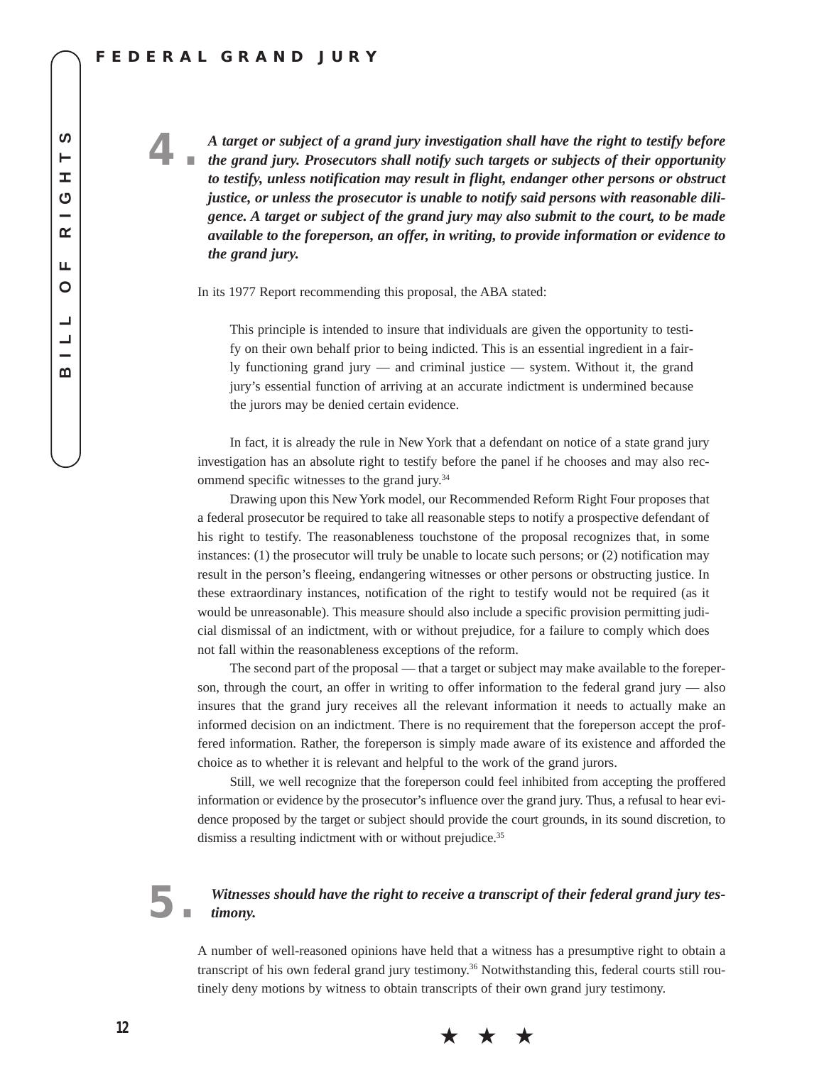**4.** ***A target or subject of a grand jury investigation shall have the right to testify before the grand jury. Prosecutors shall notify such targets or subjects of their opportunity to testify, unless notification may result in flight, endanger other persons or obstruct justice, or unless the prosecutor is unable to notify said persons with reasonable diligence. A target or subject of the grand jury may also submit to the court, to be made available to the foreperson, an offer, in writing, to provide information or evidence to the grand jury.***

In its 1977 Report recommending this proposal, the ABA stated:

> This principle is intended to insure that individuals are given the opportunity to testify on their own behalf prior to being indicted. This is an essential ingredient in a fairly functioning grand jury — and criminal justice — system. Without it, the grand jury's essential function of arriving at an accurate indictment is undermined because the jurors may be denied certain evidence.

In fact, it is already the rule in New York that a defendant on notice of a state grand jury investigation has an absolute right to testify before the panel if he chooses and may also recommend specific witnesses to the grand jury.[34]

Drawing upon this New York model, our Recommended Reform Right Four proposes that a federal prosecutor be required to take all reasonable steps to notify a prospective defendant of his right to testify. The reasonableness touchstone of the proposal recognizes that, in some instances: (1) the prosecutor will truly be unable to locate such persons; or (2) notification may result in the person's fleeing, endangering witnesses or other persons or obstructing justice. In these extraordinary instances, notification of the right to testify would not be required (as it would be unreasonable). This measure should also include a specific provision permitting judicial dismissal of an indictment, with or without prejudice, for a failure to comply which does not fall within the reasonableness exceptions of the reform.

The second part of the proposal — that a target or subject may make available to the foreperson, through the court, an offer in writing to offer information to the federal grand jury — also insures that the grand jury receives all the relevant information it needs to actually make an informed decision on an indictment. There is no requirement that the foreperson accept the proffered information. Rather, the foreperson is simply made aware of its existence and afforded the choice as to whether it is relevant and helpful to the work of the grand jurors.

Still, we well recognize that the foreperson could feel inhibited from accepting the proffered information or evidence by the prosecutor's influence over the grand jury. Thus, a refusal to hear evidence proposed by the target or subject should provide the court grounds, in its sound discretion, to dismiss a resulting indictment with or without prejudice.[35]

**5.** ***Witnesses should have the right to receive a transcript of their federal grand jury testimony.***

A number of well-reasoned opinions have held that a witness has a presumptive right to obtain a transcript of his own federal grand jury testimony.[36] Notwithstanding this, federal courts still routinely deny motions by witness to obtain transcripts of their own grand jury testimony.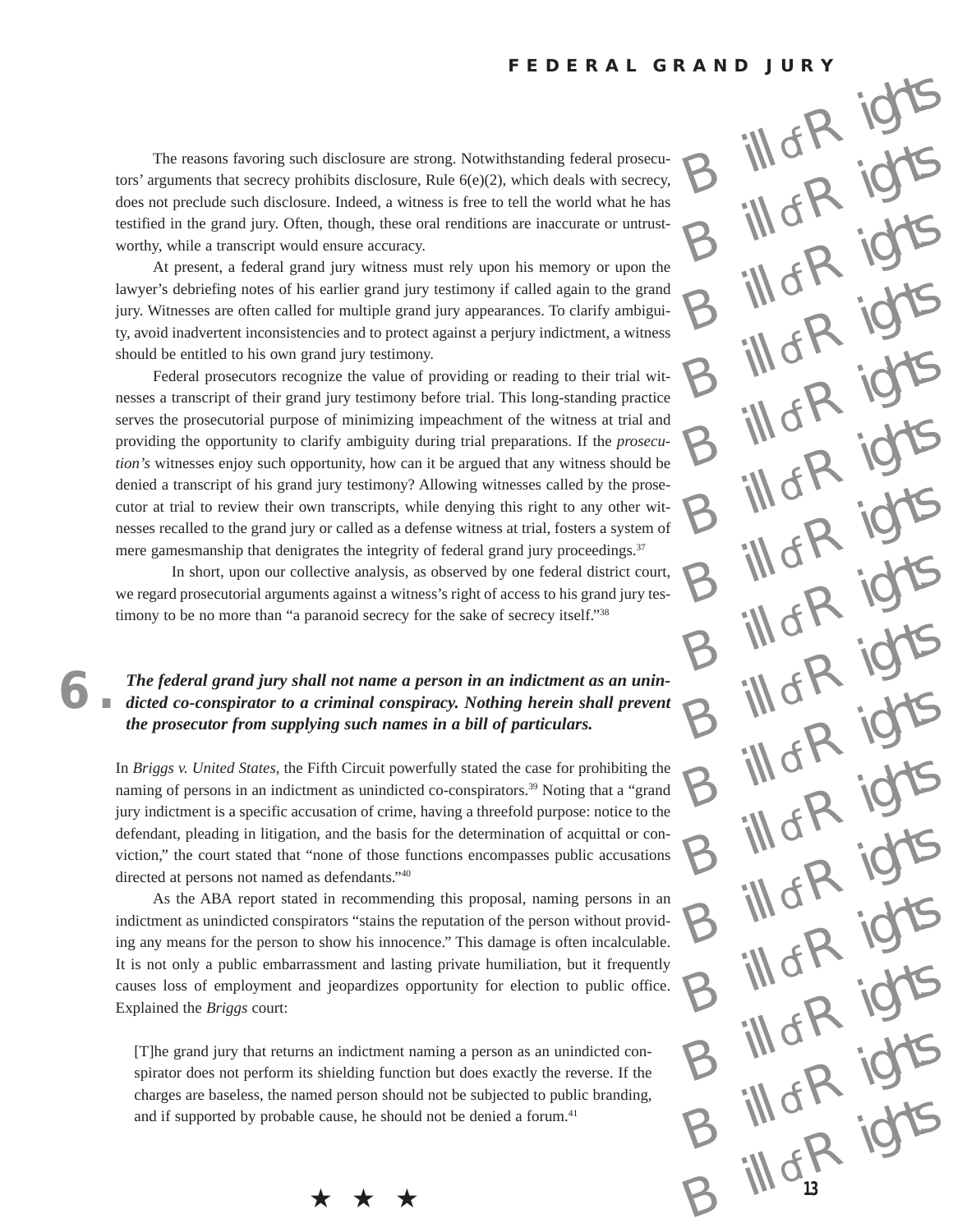The reasons favoring such disclosure are strong. Notwithstanding federal prosecutors' arguments that secrecy prohibits disclosure, Rule 6(e)(2), which deals with secrecy, does not preclude such disclosure. Indeed, a witness is free to tell the world what he has testified in the grand jury. Often, though, these oral renditions are inaccurate or untrustworthy, while a transcript would ensure accuracy.

At present, a federal grand jury witness must rely upon his memory or upon the lawyer's debriefing notes of his earlier grand jury testimony if called again to the grand jury. Witnesses are often called for multiple grand jury appearances. To clarify ambiguity, avoid inadvertent inconsistencies and to protect against a perjury indictment, a witness should be entitled to his own grand jury testimony.

Federal prosecutors recognize the value of providing or reading to their trial witnesses a transcript of their grand jury testimony before trial. This long-standing practice serves the prosecutorial purpose of minimizing impeachment of the witness at trial and providing the opportunity to clarify ambiguity during trial preparations. If the *prosecution's* witnesses enjoy such opportunity, how can it be argued that any witness should be denied a transcript of his grand jury testimony? Allowing witnesses called by the prosecutor at trial to review their own transcripts, while denying this right to any other witnesses recalled to the grand jury or called as a defense witness at trial, fosters a system of mere gamesmanship that denigrates the integrity of federal grand jury proceedings.[37]

In short, upon our collective analysis, as observed by one federal district court, we regard prosecutorial arguments against a witness's right of access to his grand jury testimony to be no more than "a paranoid secrecy for the sake of secrecy itself."[38]

## 6. *The federal grand jury shall not name a person in an indictment as an unindicted co-conspirator to a criminal conspiracy. Nothing herein shall prevent the prosecutor from supplying such names in a bill of particulars.*

In *Briggs v. United States*, the Fifth Circuit powerfully stated the case for prohibiting the naming of persons in an indictment as unindicted co-conspirators.[39] Noting that a "grand jury indictment is a specific accusation of crime, having a threefold purpose: notice to the defendant, pleading in litigation, and the basis for the determination of acquittal or conviction," the court stated that "none of those functions encompasses public accusations directed at persons not named as defendants."[40]

As the ABA report stated in recommending this proposal, naming persons in an indictment as unindicted conspirators "stains the reputation of the person without providing any means for the person to show his innocence." This damage is often incalculable. It is not only a public embarrassment and lasting private humiliation, but it frequently causes loss of employment and jeopardizes opportunity for election to public office. Explained the *Briggs* court:

> [T]he grand jury that returns an indictment naming a person as an unindicted conspirator does not perform its shielding function but does exactly the reverse. If the charges are baseless, the named person should not be subjected to public branding, and if supported by probable cause, he should not be denied a forum.[41]

★ ★ ★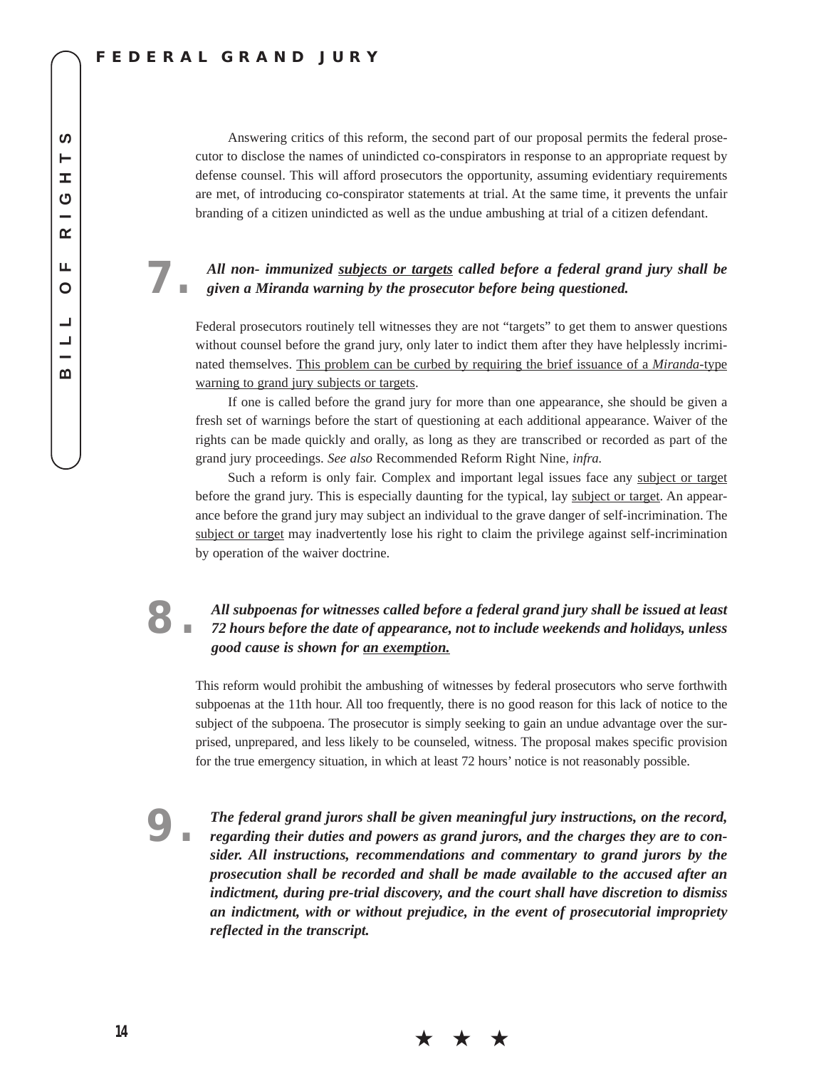Answering critics of this reform, the second part of our proposal permits the federal prosecutor to disclose the names of unindicted co-conspirators in response to an appropriate request by defense counsel. This will afford prosecutors the opportunity, assuming evidentiary requirements are met, of introducing co-conspirator statements at trial. At the same time, it prevents the unfair branding of a citizen unindicted as well as the undue ambushing at trial of a citizen defendant.

## 7. ***All non- immunized <u>subjects or targets</u> called before a federal grand jury shall be given a Miranda warning by the prosecutor before being questioned.***

Federal prosecutors routinely tell witnesses they are not "targets" to get them to answer questions without counsel before the grand jury, only later to indict them after they have helplessly incriminated themselves. <u>This problem can be curbed by requiring the brief issuance of a *Miranda*-type warning to grand jury subjects or targets</u>.

If one is called before the grand jury for more than one appearance, she should be given a fresh set of warnings before the start of questioning at each additional appearance. Waiver of the rights can be made quickly and orally, as long as they are transcribed or recorded as part of the grand jury proceedings. *See also* Recommended Reform Right Nine, *infra.*

Such a reform is only fair. Complex and important legal issues face any <u>subject or target</u> before the grand jury. This is especially daunting for the typical, lay <u>subject or target</u>. An appearance before the grand jury may subject an individual to the grave danger of self-incrimination. The <u>subject or target</u> may inadvertently lose his right to claim the privilege against self-incrimination by operation of the waiver doctrine.

## 8. ***All subpoenas for witnesses called before a federal grand jury shall be issued at least 72 hours before the date of appearance, not to include weekends and holidays, unless good cause is shown for <u>an exemption.</u>***

This reform would prohibit the ambushing of witnesses by federal prosecutors who serve forthwith subpoenas at the 11th hour. All too frequently, there is no good reason for this lack of notice to the subject of the subpoena. The prosecutor is simply seeking to gain an undue advantage over the surprised, unprepared, and less likely to be counseled, witness. The proposal makes specific provision for the true emergency situation, in which at least 72 hours' notice is not reasonably possible.

## 9. ***The federal grand jurors shall be given meaningful jury instructions, on the record, regarding their duties and powers as grand jurors, and the charges they are to consider. All instructions, recommendations and commentary to grand jurors by the prosecution shall be recorded and shall be made available to the accused after an indictment, during pre-trial discovery, and the court shall have discretion to dismiss an indictment, with or without prejudice, in the event of prosecutorial impropriety reflected in the transcript.***

★ ★ ★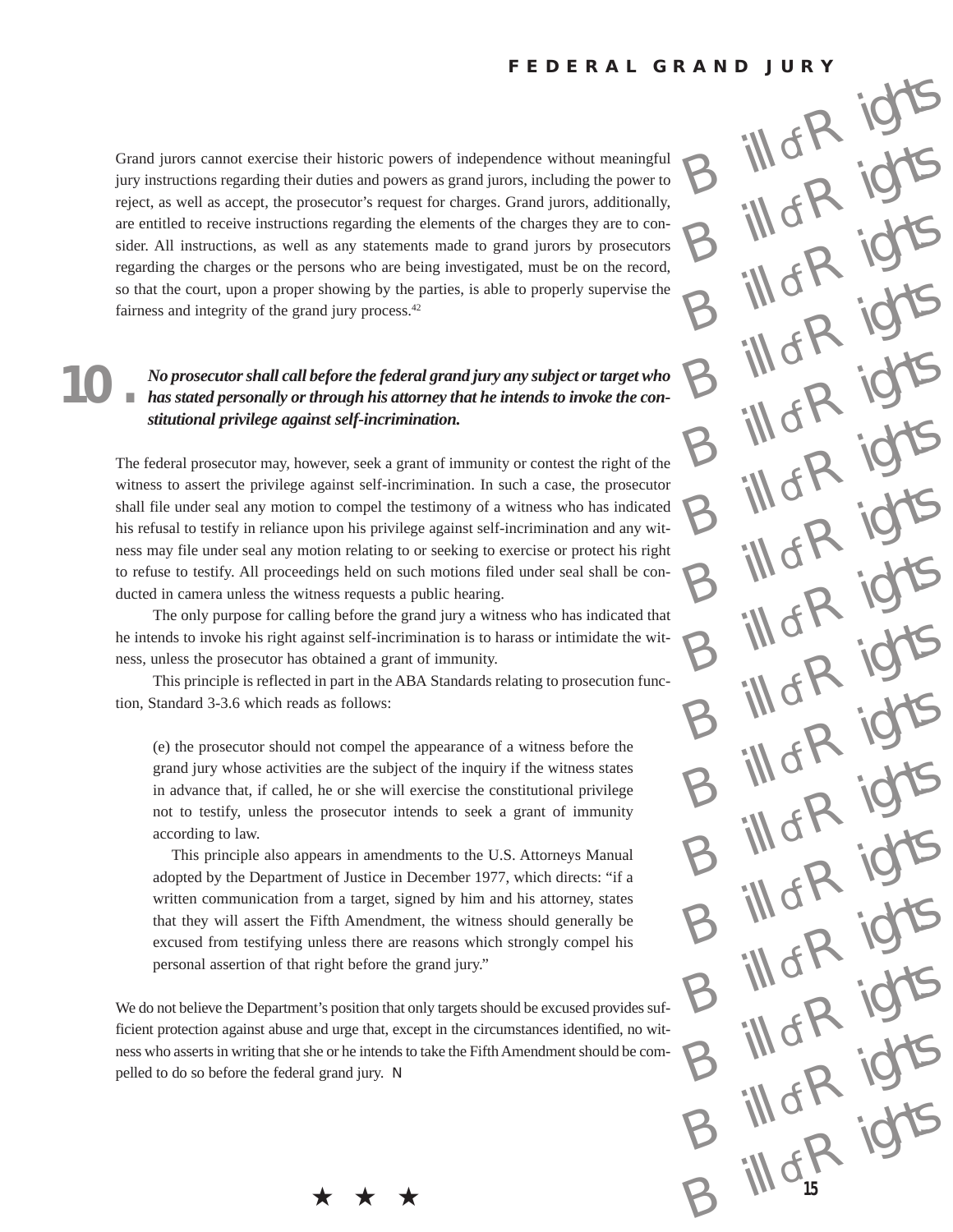Grand jurors cannot exercise their historic powers of independence without meaningful jury instructions regarding their duties and powers as grand jurors, including the power to reject, as well as accept, the prosecutor's request for charges. Grand jurors, additionally, are entitled to receive instructions regarding the elements of the charges they are to consider. All instructions, as well as any statements made to grand jurors by prosecutors regarding the charges or the persons who are being investigated, must be on the record, so that the court, upon a proper showing by the parties, is able to properly supervise the fairness and integrity of the grand jury process.[42]

## 10. ***No prosecutor shall call before the federal grand jury any subject or target who has stated personally or through his attorney that he intends to invoke the constitutional privilege against self-incrimination.***

The federal prosecutor may, however, seek a grant of immunity or contest the right of the witness to assert the privilege against self-incrimination. In such a case, the prosecutor shall file under seal any motion to compel the testimony of a witness who has indicated his refusal to testify in reliance upon his privilege against self-incrimination and any witness may file under seal any motion relating to or seeking to exercise or protect his right to refuse to testify. All proceedings held on such motions filed under seal shall be conducted in camera unless the witness requests a public hearing.

The only purpose for calling before the grand jury a witness who has indicated that he intends to invoke his right against self-incrimination is to harass or intimidate the witness, unless the prosecutor has obtained a grant of immunity.

This principle is reflected in part in the ABA Standards relating to prosecution function, Standard 3-3.6 which reads as follows:

> (e) the prosecutor should not compel the appearance of a witness before the grand jury whose activities are the subject of the inquiry if the witness states in advance that, if called, he or she will exercise the constitutional privilege not to testify, unless the prosecutor intends to seek a grant of immunity according to law.
>
> This principle also appears in amendments to the U.S. Attorneys Manual adopted by the Department of Justice in December 1977, which directs: "if a written communication from a target, signed by him and his attorney, states that they will assert the Fifth Amendment, the witness should generally be excused from testifying unless there are reasons which strongly compel his personal assertion of that right before the grand jury."

We do not believe the Department's position that only targets should be excused provides sufficient protection against abuse and urge that, except in the circumstances identified, no witness who asserts in writing that she or he intends to take the Fifth Amendment should be compelled to do so before the federal grand jury.

★ ★ ★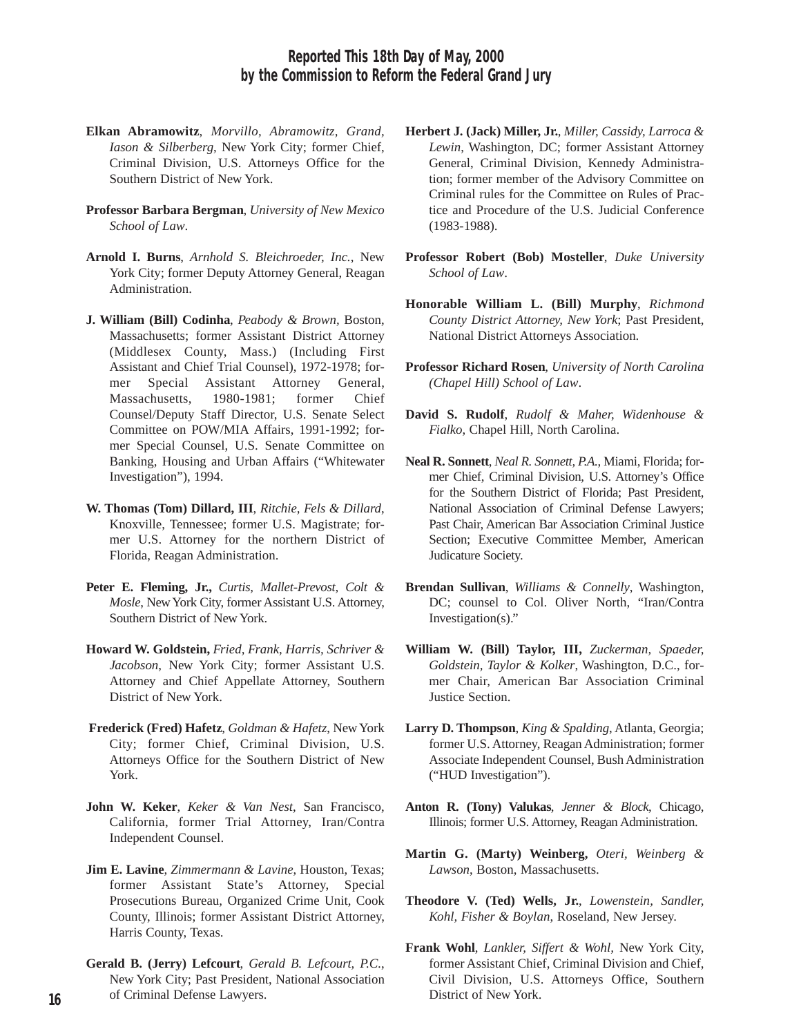**Reported This 18th Day of May, 2000**
**by the Commission to Reform the Federal Grand Jury**

**Elkan Abramowitz**, *Morvillo, Abramowitz, Grand, Iason & Silberberg*, New York City; former Chief, Criminal Division, U.S. Attorneys Office for the Southern District of New York.

**Professor Barbara Bergman**, *University of New Mexico School of Law*.

**Arnold I. Burns**, *Arnhold S. Bleichroeder, Inc.*, New York City; former Deputy Attorney General, Reagan Administration.

**J. William (Bill) Codinha**, *Peabody & Brown*, Boston, Massachusetts; former Assistant District Attorney (Middlesex County, Mass.) (Including First Assistant and Chief Trial Counsel), 1972-1978; former Special Assistant Attorney General, Massachusetts, 1980-1981; former Chief Counsel/Deputy Staff Director, U.S. Senate Select Committee on POW/MIA Affairs, 1991-1992; former Special Counsel, U.S. Senate Committee on Banking, Housing and Urban Affairs ("Whitewater Investigation"), 1994.

**W. Thomas (Tom) Dillard, III**, *Ritchie, Fels & Dillard*, Knoxville, Tennessee; former U.S. Magistrate; former U.S. Attorney for the northern District of Florida, Reagan Administration.

**Peter E. Fleming, Jr.,** *Curtis, Mallet-Prevost, Colt & Mosle*, New York City, former Assistant U.S. Attorney, Southern District of New York.

**Howard W. Goldstein,** *Fried, Frank, Harris, Schriver & Jacobson*, New York City; former Assistant U.S. Attorney and Chief Appellate Attorney, Southern District of New York.

**Frederick (Fred) Hafetz**, *Goldman & Hafetz*, New York City; former Chief, Criminal Division, U.S. Attorneys Office for the Southern District of New York.

**John W. Keker**, *Keker & Van Nest*, San Francisco, California, former Trial Attorney, Iran/Contra Independent Counsel.

**Jim E. Lavine**, *Zimmermann & Lavine*, Houston, Texas; former Assistant State's Attorney, Special Prosecutions Bureau, Organized Crime Unit, Cook County, Illinois; former Assistant District Attorney, Harris County, Texas.

**Gerald B. (Jerry) Lefcourt**, *Gerald B. Lefcourt, P.C.*, New York City; Past President, National Association of Criminal Defense Lawyers.

**Herbert J. (Jack) Miller, Jr.**, *Miller, Cassidy, Larroca & Lewin*, Washington, DC; former Assistant Attorney General, Criminal Division, Kennedy Administration; former member of the Advisory Committee on Criminal rules for the Committee on Rules of Practice and Procedure of the U.S. Judicial Conference (1983-1988).

**Professor Robert (Bob) Mosteller**, *Duke University School of Law*.

**Honorable William L. (Bill) Murphy**, *Richmond County District Attorney, New York*; Past President, National District Attorneys Association.

**Professor Richard Rosen**, *University of North Carolina (Chapel Hill) School of Law*.

**David S. Rudolf**, *Rudolf & Maher, Widenhouse & Fialko*, Chapel Hill, North Carolina.

**Neal R. Sonnett**, *Neal R. Sonnett, P.A.*, Miami, Florida; former Chief, Criminal Division, U.S. Attorney's Office for the Southern District of Florida; Past President, National Association of Criminal Defense Lawyers; Past Chair, American Bar Association Criminal Justice Section; Executive Committee Member, American Judicature Society.

**Brendan Sullivan**, *Williams & Connelly*, Washington, DC; counsel to Col. Oliver North, "Iran/Contra Investigation(s)."

**William W. (Bill) Taylor, III,** *Zuckerman, Spaeder, Goldstein, Taylor & Kolker*, Washington, D.C., former Chair, American Bar Association Criminal Justice Section.

**Larry D. Thompson**, *King & Spalding*, Atlanta, Georgia; former U.S. Attorney, Reagan Administration; former Associate Independent Counsel, Bush Administration ("HUD Investigation").

**Anton R. (Tony) Valukas**, *Jenner & Block*, Chicago, Illinois; former U.S. Attorney, Reagan Administration.

**Martin G. (Marty) Weinberg,** *Oteri, Weinberg & Lawson*, Boston, Massachusetts.

**Theodore V. (Ted) Wells, Jr.**, *Lowenstein, Sandler, Kohl, Fisher & Boylan*, Roseland, New Jersey.

**Frank Wohl**, *Lankler, Siffert & Wohl*, New York City, former Assistant Chief, Criminal Division and Chief, Civil Division, U.S. Attorneys Office, Southern District of New York.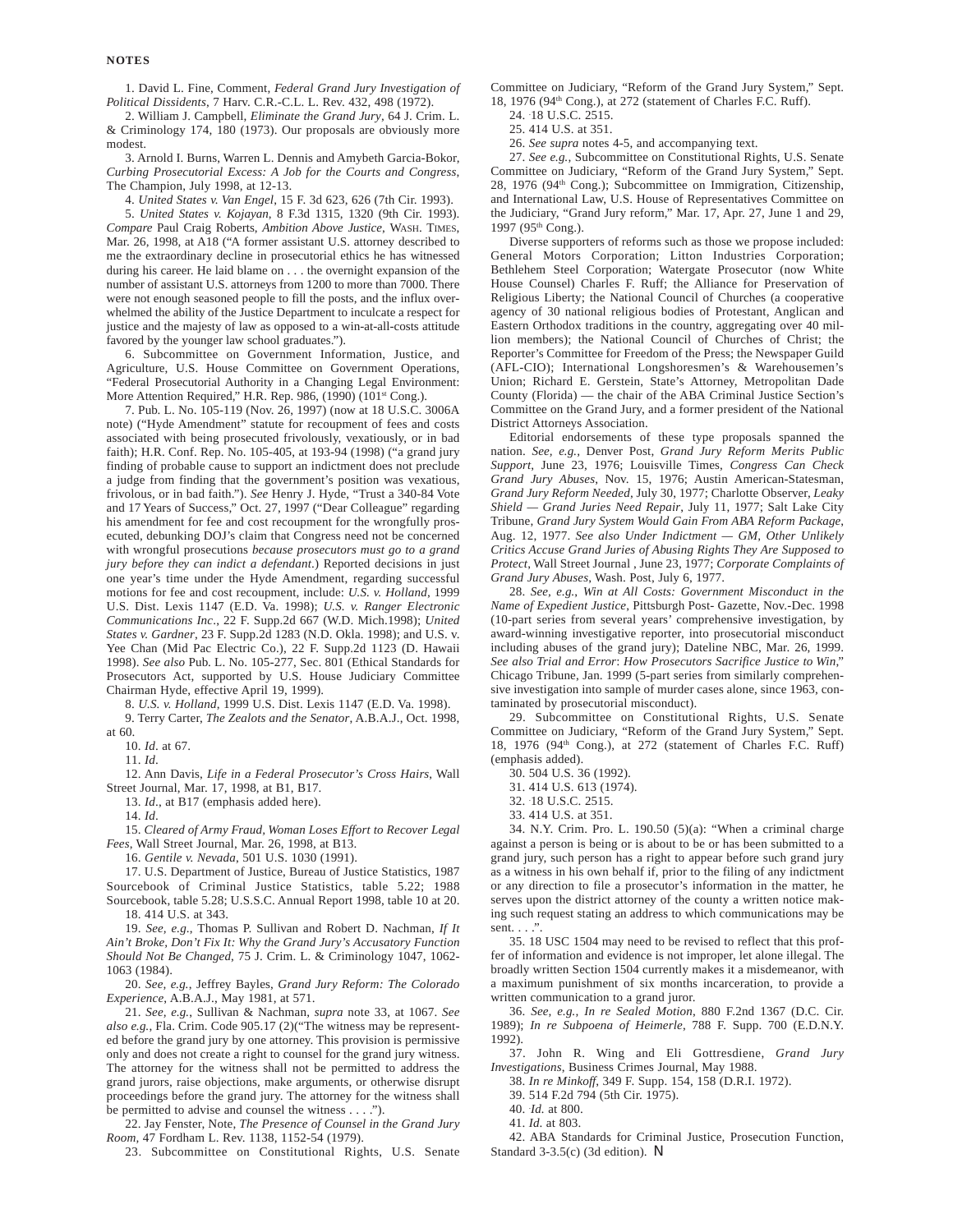**NOTES**

1. David L. Fine, Comment, *Federal Grand Jury Investigation of Political Dissidents*, 7 Harv. C.R.-C.L. L. Rev. 432, 498 (1972).

2. William J. Campbell, *Eliminate the Grand Jury*, 64 J. Crim. L. & Criminology 174, 180 (1973). Our proposals are obviously more modest.

3. Arnold I. Burns, Warren L. Dennis and Amybeth Garcia-Bokor, *Curbing Prosecutorial Excess: A Job for the Courts and Congress*, The Champion, July 1998, at 12-13.

4. *United States v. Van Engel*, 15 F. 3d 623, 626 (7th Cir. 1993).

5. *United States v. Kojayan*, 8 F.3d 1315, 1320 (9th Cir. 1993). *Compare* Paul Craig Roberts, *Ambition Above Justice*, WASH. TIMES, Mar. 26, 1998, at A18 ("A former assistant U.S. attorney described to me the extraordinary decline in prosecutorial ethics he has witnessed during his career. He laid blame on . . . the overnight expansion of the number of assistant U.S. attorneys from 1200 to more than 7000. There were not enough seasoned people to fill the posts, and the influx overwhelmed the ability of the Justice Department to inculcate a respect for justice and the majesty of law as opposed to a win-at-all-costs attitude favored by the younger law school graduates.").

6. Subcommittee on Government Information, Justice, and Agriculture, U.S. House Committee on Government Operations, "Federal Prosecutorial Authority in a Changing Legal Environment: More Attention Required," H.R. Rep. 986, (1990) (101st Cong.).

7. Pub. L. No. 105-119 (Nov. 26, 1997) (now at 18 U.S.C. 3006A note) ("Hyde Amendment" statute for recoupment of fees and costs associated with being prosecuted frivolously, vexatiously, or in bad faith); H.R. Conf. Rep. No. 105-405, at 193-94 (1998) ("a grand jury finding of probable cause to support an indictment does not preclude a judge from finding that the government's position was vexatious, frivolous, or in bad faith."). *See* Henry J. Hyde, "Trust a 340-84 Vote and 17 Years of Success," Oct. 27, 1997 ("Dear Colleague" regarding his amendment for fee and cost recoupment for the wrongfully prosecuted, debunking DOJ's claim that Congress need not be concerned with wrongful prosecutions *because prosecutors must go to a grand jury before they can indict a defendant*.) Reported decisions in just one year's time under the Hyde Amendment, regarding successful motions for fee and cost recoupment, include: *U.S. v. Holland*, 1999 U.S. Dist. Lexis 1147 (E.D. Va. 1998); *U.S. v. Ranger Electronic Communications Inc.*, 22 F. Supp.2d 667 (W.D. Mich.1998); *United States v. Gardner*, 23 F. Supp.2d 1283 (N.D. Okla. 1998); and U.S. v. Yee Chan (Mid Pac Electric Co.), 22 F. Supp.2d 1123 (D. Hawaii 1998). *See also* Pub. L. No. 105-277, Sec. 801 (Ethical Standards for Prosecutors Act, supported by U.S. House Judiciary Committee Chairman Hyde, effective April 19, 1999).

8. *U.S. v. Holland*, 1999 U.S. Dist. Lexis 1147 (E.D. Va. 1998).

9. Terry Carter, *The Zealots and the Senator*, A.B.A.J., Oct. 1998, at 60.

10. *Id*. at 67.

11. *Id*.

12. Ann Davis, *Life in a Federal Prosecutor's Cross Hairs*, Wall Street Journal, Mar. 17, 1998, at B1, B17.

13. *Id*., at B17 (emphasis added here).

14. *Id*.

15. *Cleared of Army Fraud, Woman Loses Effort to Recover Legal Fees*, Wall Street Journal, Mar. 26, 1998, at B13.

16. *Gentile v. Nevada*, 501 U.S. 1030 (1991).

17. U.S. Department of Justice, Bureau of Justice Statistics, 1987 Sourcebook of Criminal Justice Statistics, table 5.22; 1988 Sourcebook, table 5.28; U.S.S.C. Annual Report 1998, table 10 at 20.

18. 414 U.S. at 343.

19. *See, e.g.*, Thomas P. Sullivan and Robert D. Nachman, *If It Ain't Broke, Don't Fix It: Why the Grand Jury's Accusatory Function Should Not Be Changed*, 75 J. Crim. L. & Criminology 1047, 1062-1063 (1984).

20. *See, e.g.*, Jeffrey Bayles, *Grand Jury Reform: The Colorado Experience*, A.B.A.J., May 1981, at 571.

21. *See, e.g.*, Sullivan & Nachman, *supra* note 33, at 1067. *See also e.g.*, Fla. Crim. Code 905.17 (2)("The witness may be represented before the grand jury by one attorney. This provision is permissive only and does not create a right to counsel for the grand jury witness. The attorney for the witness shall not be permitted to address the grand jurors, raise objections, make arguments, or otherwise disrupt proceedings before the grand jury. The attorney for the witness shall be permitted to advise and counsel the witness . . . .").

22. Jay Fenster, Note, *The Presence of Counsel in the Grand Jury Room*, 47 Fordham L. Rev. 1138, 1152-54 (1979).

23. Subcommittee on Constitutional Rights, U.S. Senate Committee on Judiciary, "Reform of the Grand Jury System," Sept. 18, 1976 (94th Cong.), at 272 (statement of Charles F.C. Ruff).

24. 18 U.S.C. 2515.

25. 414 U.S. at 351.

26. *See supra* notes 4-5, and accompanying text.

27. *See e.g.,* Subcommittee on Constitutional Rights, U.S. Senate Committee on Judiciary, "Reform of the Grand Jury System," Sept. 28, 1976 (94th Cong.); Subcommittee on Immigration, Citizenship, and International Law, U.S. House of Representatives Committee on the Judiciary, "Grand Jury reform," Mar. 17, Apr. 27, June 1 and 29, 1997 (95th Cong.).

Diverse supporters of reforms such as those we propose included: General Motors Corporation; Litton Industries Corporation; Bethlehem Steel Corporation; Watergate Prosecutor (now White House Counsel) Charles F. Ruff; the Alliance for Preservation of Religious Liberty; the National Council of Churches (a cooperative agency of 30 national religious bodies of Protestant, Anglican and Eastern Orthodox traditions in the country, aggregating over 40 million members); the National Council of Churches of Christ; the Reporter's Committee for Freedom of the Press; the Newspaper Guild (AFL-CIO); International Longshoresmen's & Warehousemen's Union; Richard E. Gerstein, State's Attorney, Metropolitan Dade County (Florida) — the chair of the ABA Criminal Justice Section's Committee on the Grand Jury, and a former president of the National District Attorneys Association.

Editorial endorsements of these type proposals spanned the nation. *See, e.g.*, Denver Post, *Grand Jury Reform Merits Public Support*, June 23, 1976; Louisville Times, *Congress Can Check Grand Jury Abuses*, Nov. 15, 1976; Austin American-Statesman, *Grand Jury Reform Needed*, July 30, 1977; Charlotte Observer, *Leaky Shield — Grand Juries Need Repair*, July 11, 1977; Salt Lake City Tribune, *Grand Jury System Would Gain From ABA Reform Package*, Aug. 12, 1977. *See also Under Indictment — GM, Other Unlikely Critics Accuse Grand Juries of Abusing Rights They Are Supposed to Protect*, Wall Street Journal , June 23, 1977; *Corporate Complaints of Grand Jury Abuses*, Wash. Post, July 6, 1977.

28. *See, e.g.*, *Win at All Costs: Government Misconduct in the Name of Expedient Justice*, Pittsburgh Post- Gazette, Nov.-Dec. 1998 (10-part series from several years' comprehensive investigation, by award-winning investigative reporter, into prosecutorial misconduct including abuses of the grand jury); Dateline NBC, Mar. 26, 1999. *See also Trial and Error*: *How Prosecutors Sacrifice Justice to Win*," Chicago Tribune, Jan. 1999 (5-part series from similarly comprehensive investigation into sample of murder cases alone, since 1963, contaminated by prosecutorial misconduct).

29. Subcommittee on Constitutional Rights, U.S. Senate Committee on Judiciary, "Reform of the Grand Jury System," Sept. 18, 1976 (94th Cong.), at 272 (statement of Charles F.C. Ruff) (emphasis added).

30. 504 U.S. 36 (1992).

31. 414 U.S. 613 (1974).

32. 18 U.S.C. 2515.

33. 414 U.S. at 351.

34. N.Y. Crim. Pro. L. 190.50 (5)(a): "When a criminal charge against a person is being or is about to be or has been submitted to a grand jury, such person has a right to appear before such grand jury as a witness in his own behalf if, prior to the filing of any indictment or any direction to file a prosecutor's information in the matter, he serves upon the district attorney of the county a written notice making such request stating an address to which communications may be sent. . . .".

35. 18 USC 1504 may need to be revised to reflect that this proffer of information and evidence is not improper, let alone illegal. The broadly written Section 1504 currently makes it a misdemeanor, with a maximum punishment of six months incarceration, to provide a written communication to a grand juror.

36. *See, e.g., In re Sealed Motion*, 880 F.2nd 1367 (D.C. Cir. 1989); *In re Subpoena of Heimerle*, 788 F. Supp. 700 (E.D.N.Y. 1992).

37. John R. Wing and Eli Gottresdiene, *Grand Jury Investigations*, Business Crimes Journal, May 1988.

38. *In re Minkoff*, 349 F. Supp. 154, 158 (D.R.I. 1972).

39. 514 F.2d 794 (5th Cir. 1975).

40. *Id.* at 800.

41. *Id.* at 803.

42. ABA Standards for Criminal Justice, Prosecution Function, Standard 3-3.5(c) (3d edition). N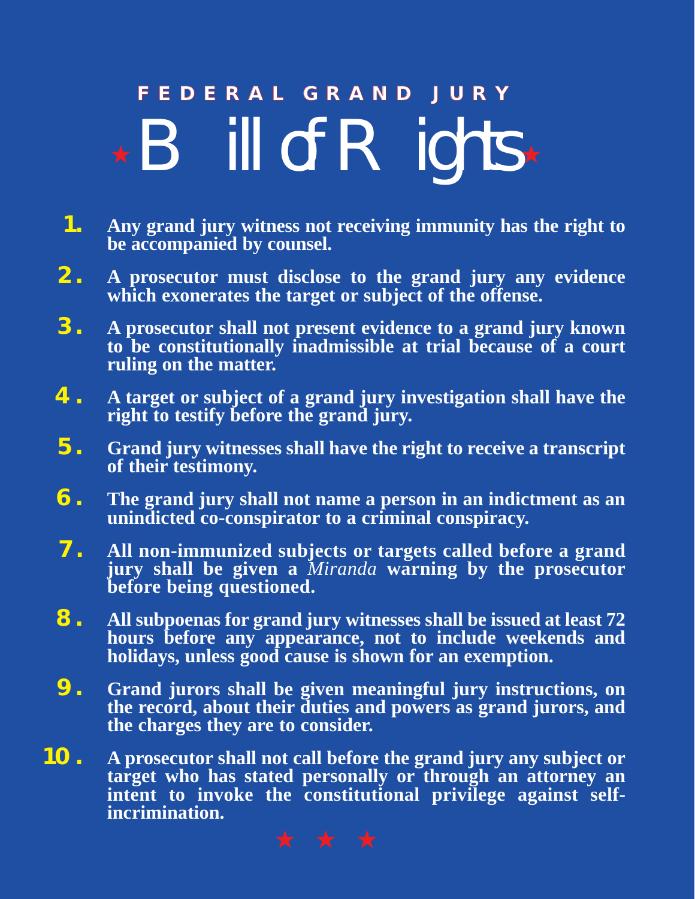FEDERAL GRAND JURY

# ★ Bill of Rights ★

1. Any grand jury witness not receiving immunity has the right to be accompanied by counsel.
2. A prosecutor must disclose to the grand jury any evidence which exonerates the target or subject of the offense.
3. A prosecutor shall not present evidence to a grand jury known to be constitutionally inadmissible at trial because of a court ruling on the matter.
4. A target or subject of a grand jury investigation shall have the right to testify before the grand jury.
5. Grand jury witnesses shall have the right to receive a transcript of their testimony.
6. The grand jury shall not name a person in an indictment as an unindicted co-conspirator to a criminal conspiracy.
7. All non-immunized subjects or targets called before a grand jury shall be given a *Miranda* warning by the prosecutor before being questioned.
8. All subpoenas for grand jury witnesses shall be issued at least 72 hours before any appearance, not to include weekends and holidays, unless good cause is shown for an exemption.
9. Grand jurors shall be given meaningful jury instructions, on the record, about their duties and powers as grand jurors, and the charges they are to consider.
10. A prosecutor shall not call before the grand jury any subject or target who has stated personally or through an attorney an intent to invoke the constitutional privilege against self-incrimination.

★ ★ ★